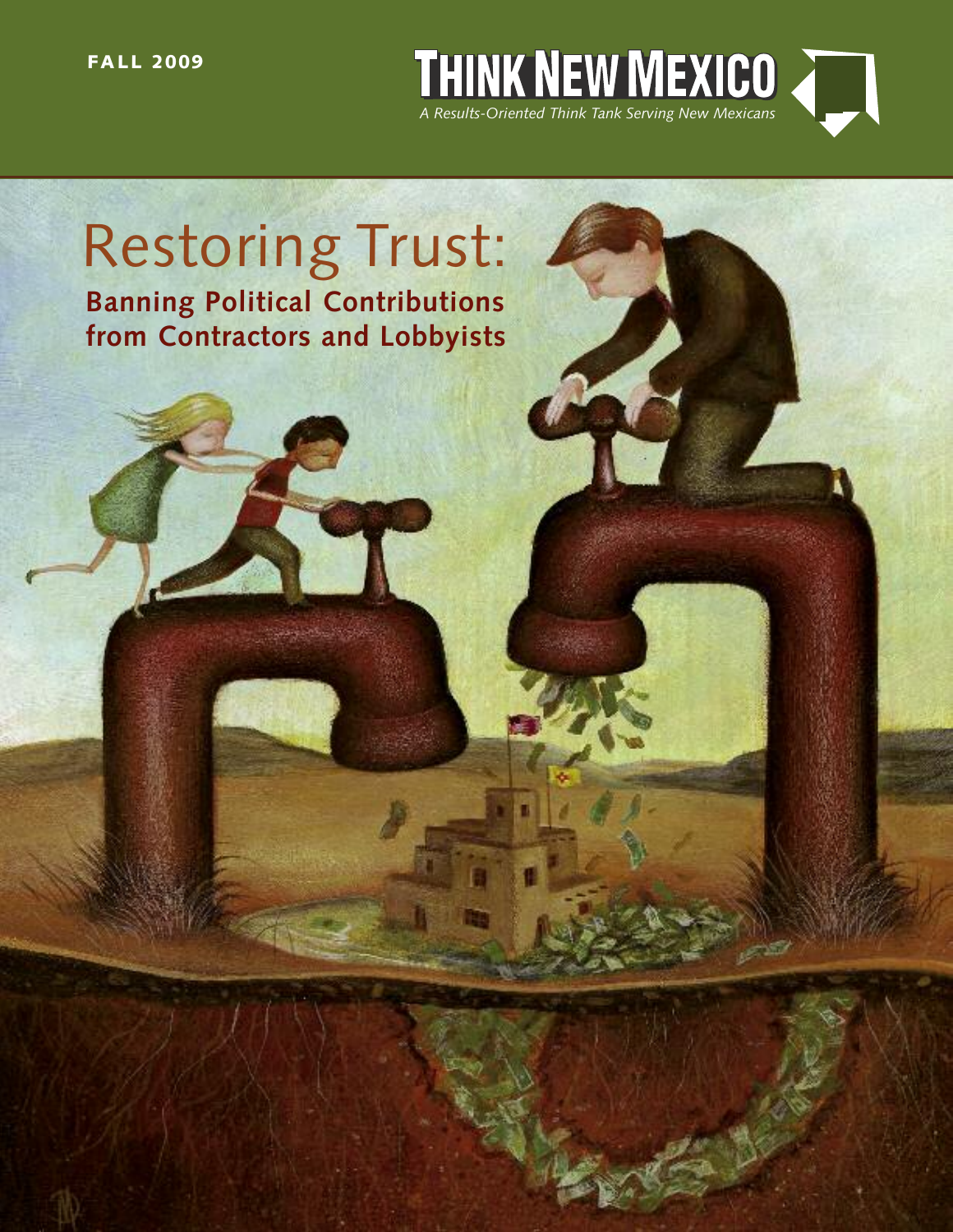**FALL 2009**

**THINK NEW MEXICO**

*A Results-Oriented Think Tank Serving New Mexicans*

# Restoring Trust:

## Banning Political Contributions from Contractors and Lobbyists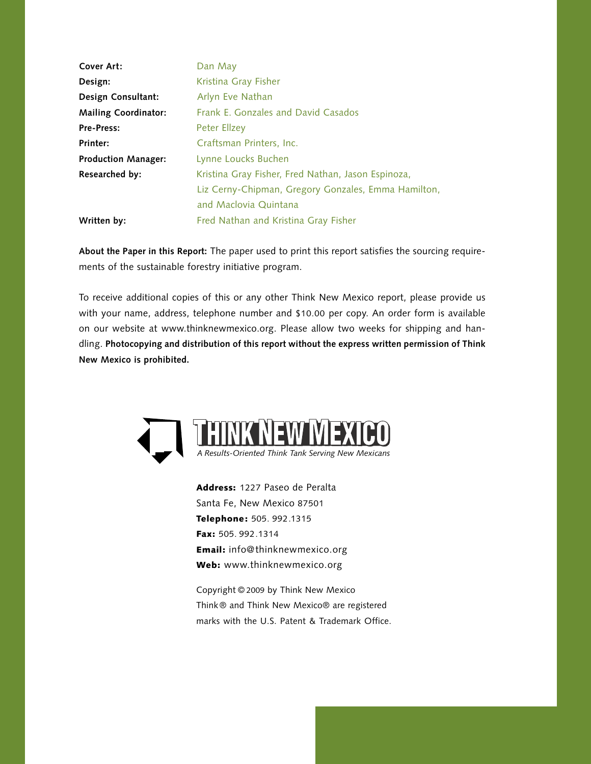| | |
|---|---|
| **Cover Art:** | Dan May |
| **Design:** | Kristina Gray Fisher |
| **Design Consultant:** | Arlyn Eve Nathan |
| **Mailing Coordinator:** | Frank E. Gonzales and David Casados |
| **Pre-Press:** | Peter Ellzey |
| **Printer:** | Craftsman Printers, Inc. |
| **Production Manager:** | Lynne Loucks Buchen |
| **Researched by:** | Kristina Gray Fisher, Fred Nathan, Jason Espinoza, Liz Cerny-Chipman, Gregory Gonzales, Emma Hamilton, and Maclovia Quintana |
| **Written by:** | Fred Nathan and Kristina Gray Fisher |

**About the Paper in this Report:** The paper used to print this report satisfies the sourcing requirements of the sustainable forestry initiative program.

To receive additional copies of this or any other Think New Mexico report, please provide us with your name, address, telephone number and $10.00 per copy. An order form is available on our website at www.thinknewmexico.org. Please allow two weeks for shipping and handling. **Photocopying and distribution of this report without the express written permission of Think New Mexico is prohibited.**

THINK NEW MEXICO

*A Results-Oriented Think Tank Serving New Mexicans*

**Address:** 1227 Paseo de Peralta
Santa Fe, New Mexico 87501
**Telephone:** 505. 992.1315
**Fax:** 505. 992.1314
**Email:** info@thinknewmexico.org
**Web:** www.thinknewmexico.org

Copyright © 2009 by Think New Mexico
Think® and Think New Mexico® are registered marks with the U.S. Patent & Trademark Office.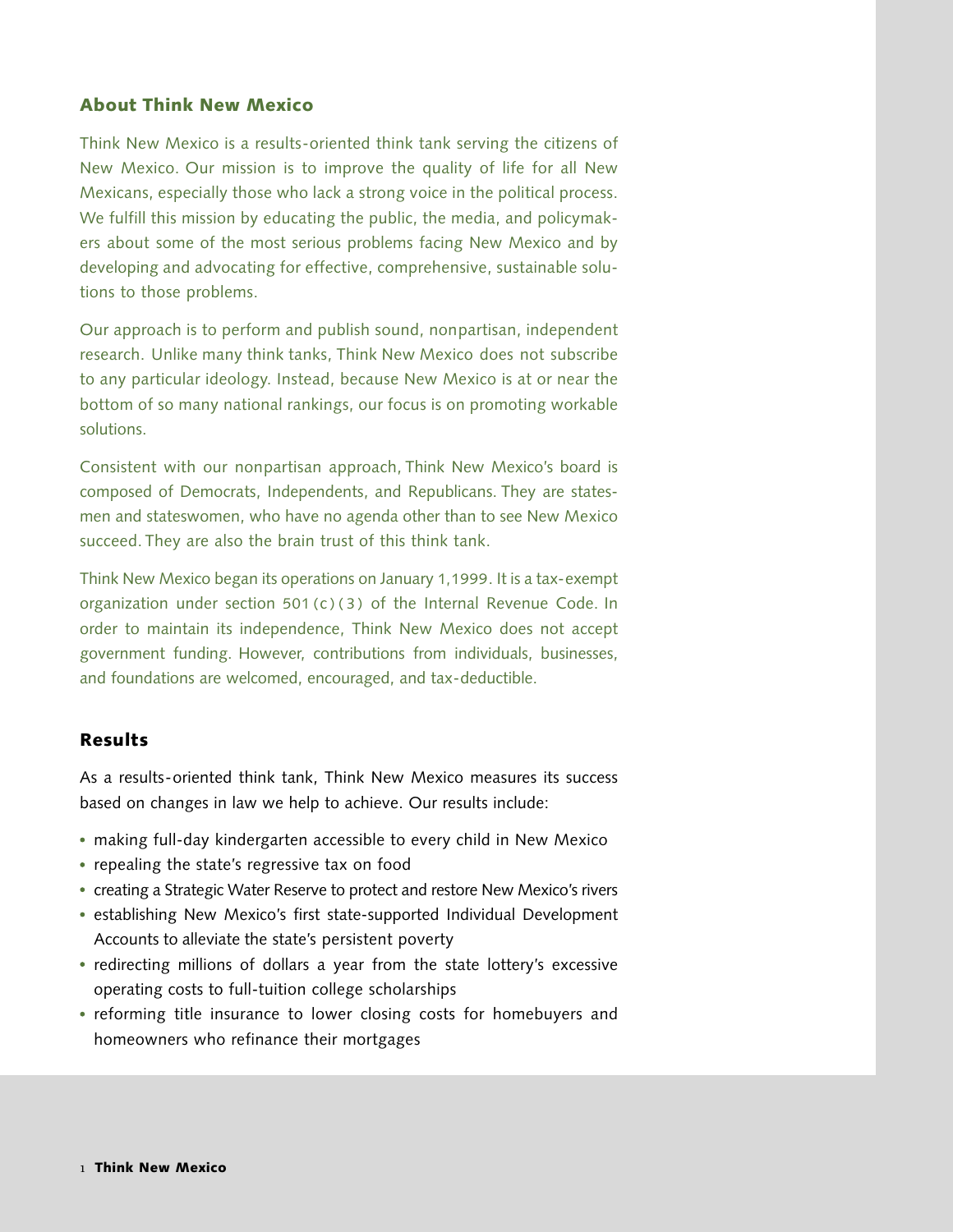## About Think New Mexico

Think New Mexico is a results-oriented think tank serving the citizens of New Mexico. Our mission is to improve the quality of life for all New Mexicans, especially those who lack a strong voice in the political process. We fulfill this mission by educating the public, the media, and policymakers about some of the most serious problems facing New Mexico and by developing and advocating for effective, comprehensive, sustainable solutions to those problems.

Our approach is to perform and publish sound, nonpartisan, independent research. Unlike many think tanks, Think New Mexico does not subscribe to any particular ideology. Instead, because New Mexico is at or near the bottom of so many national rankings, our focus is on promoting workable solutions.

Consistent with our nonpartisan approach, Think New Mexico's board is composed of Democrats, Independents, and Republicans. They are statesmen and stateswomen, who have no agenda other than to see New Mexico succeed. They are also the brain trust of this think tank.

Think New Mexico began its operations on January 1, 1999. It is a tax-exempt organization under section 501(c)(3) of the Internal Revenue Code. In order to maintain its independence, Think New Mexico does not accept government funding. However, contributions from individuals, businesses, and foundations are welcomed, encouraged, and tax-deductible.

## Results

As a results-oriented think tank, Think New Mexico measures its success based on changes in law we help to achieve. Our results include:

- making full-day kindergarten accessible to every child in New Mexico
- repealing the state's regressive tax on food
- creating a Strategic Water Reserve to protect and restore New Mexico's rivers
- establishing New Mexico's first state-supported Individual Development Accounts to alleviate the state's persistent poverty
- redirecting millions of dollars a year from the state lottery's excessive operating costs to full-tuition college scholarships
- reforming title insurance to lower closing costs for homebuyers and homeowners who refinance their mortgages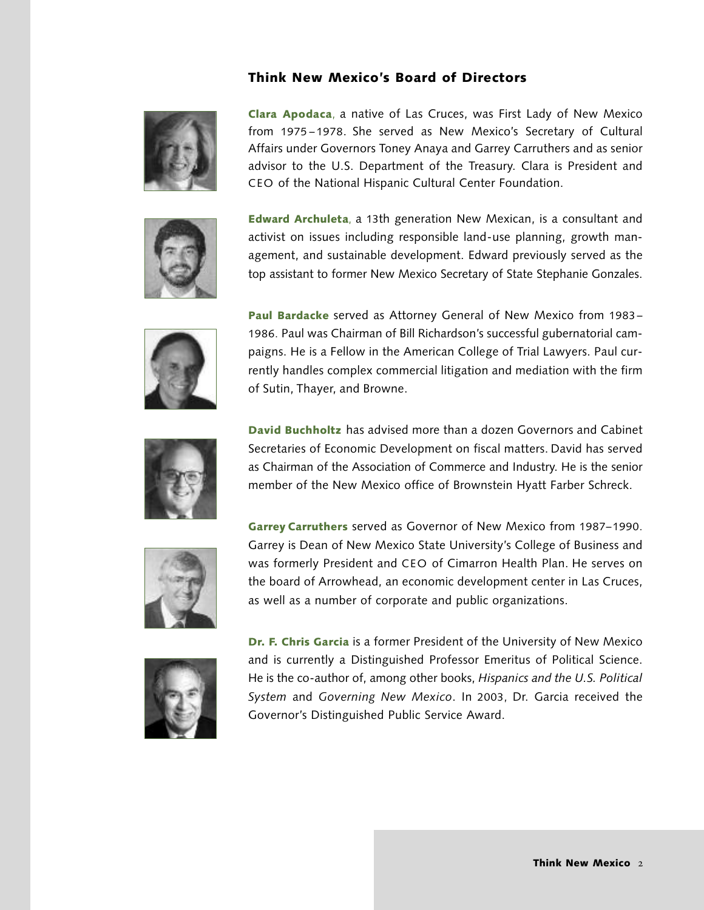## Think New Mexico's Board of Directors

**Clara Apodaca**, a native of Las Cruces, was First Lady of New Mexico from 1975–1978. She served as New Mexico's Secretary of Cultural Affairs under Governors Toney Anaya and Garrey Carruthers and as senior advisor to the U.S. Department of the Treasury. Clara is President and CEO of the National Hispanic Cultural Center Foundation.

**Edward Archuleta**, a 13th generation New Mexican, is a consultant and activist on issues including responsible land-use planning, growth management, and sustainable development. Edward previously served as the top assistant to former New Mexico Secretary of State Stephanie Gonzales.

**Paul Bardacke** served as Attorney General of New Mexico from 1983–1986. Paul was Chairman of Bill Richardson's successful gubernatorial campaigns. He is a Fellow in the American College of Trial Lawyers. Paul currently handles complex commercial litigation and mediation with the firm of Sutin, Thayer, and Browne.

**David Buchholtz** has advised more than a dozen Governors and Cabinet Secretaries of Economic Development on fiscal matters. David has served as Chairman of the Association of Commerce and Industry. He is the senior member of the New Mexico office of Brownstein Hyatt Farber Schreck.

**Garrey Carruthers** served as Governor of New Mexico from 1987–1990. Garrey is Dean of New Mexico State University's College of Business and was formerly President and CEO of Cimarron Health Plan. He serves on the board of Arrowhead, an economic development center in Las Cruces, as well as a number of corporate and public organizations.

**Dr. F. Chris Garcia** is a former President of the University of New Mexico and is currently a Distinguished Professor Emeritus of Political Science. He is the co-author of, among other books, *Hispanics and the U.S. Political System* and *Governing New Mexico*. In 2003, Dr. Garcia received the Governor's Distinguished Public Service Award.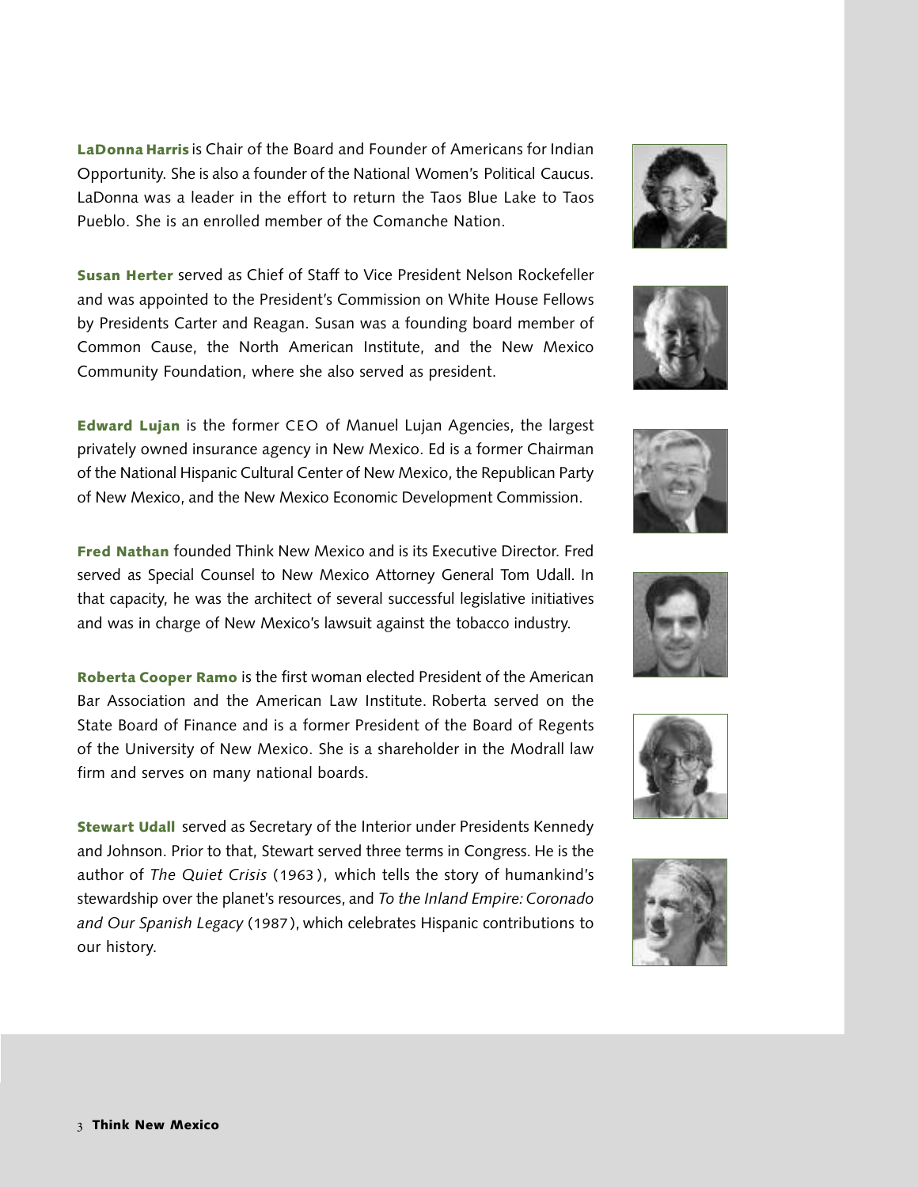**LaDonna Harris** is Chair of the Board and Founder of Americans for Indian Opportunity. She is also a founder of the National Women's Political Caucus. LaDonna was a leader in the effort to return the Taos Blue Lake to Taos Pueblo. She is an enrolled member of the Comanche Nation.

**Susan Herter** served as Chief of Staff to Vice President Nelson Rockefeller and was appointed to the President's Commission on White House Fellows by Presidents Carter and Reagan. Susan was a founding board member of Common Cause, the North American Institute, and the New Mexico Community Foundation, where she also served as president.

**Edward Lujan** is the former CEO of Manuel Lujan Agencies, the largest privately owned insurance agency in New Mexico. Ed is a former Chairman of the National Hispanic Cultural Center of New Mexico, the Republican Party of New Mexico, and the New Mexico Economic Development Commission.

**Fred Nathan** founded Think New Mexico and is its Executive Director. Fred served as Special Counsel to New Mexico Attorney General Tom Udall. In that capacity, he was the architect of several successful legislative initiatives and was in charge of New Mexico's lawsuit against the tobacco industry.

**Roberta Cooper Ramo** is the first woman elected President of the American Bar Association and the American Law Institute. Roberta served on the State Board of Finance and is a former President of the Board of Regents of the University of New Mexico. She is a shareholder in the Modrall law firm and serves on many national boards.

**Stewart Udall** served as Secretary of the Interior under Presidents Kennedy and Johnson. Prior to that, Stewart served three terms in Congress. He is the author of *The Quiet Crisis* (1963), which tells the story of humankind's stewardship over the planet's resources, and *To the Inland Empire: Coronado and Our Spanish Legacy* (1987), which celebrates Hispanic contributions to our history.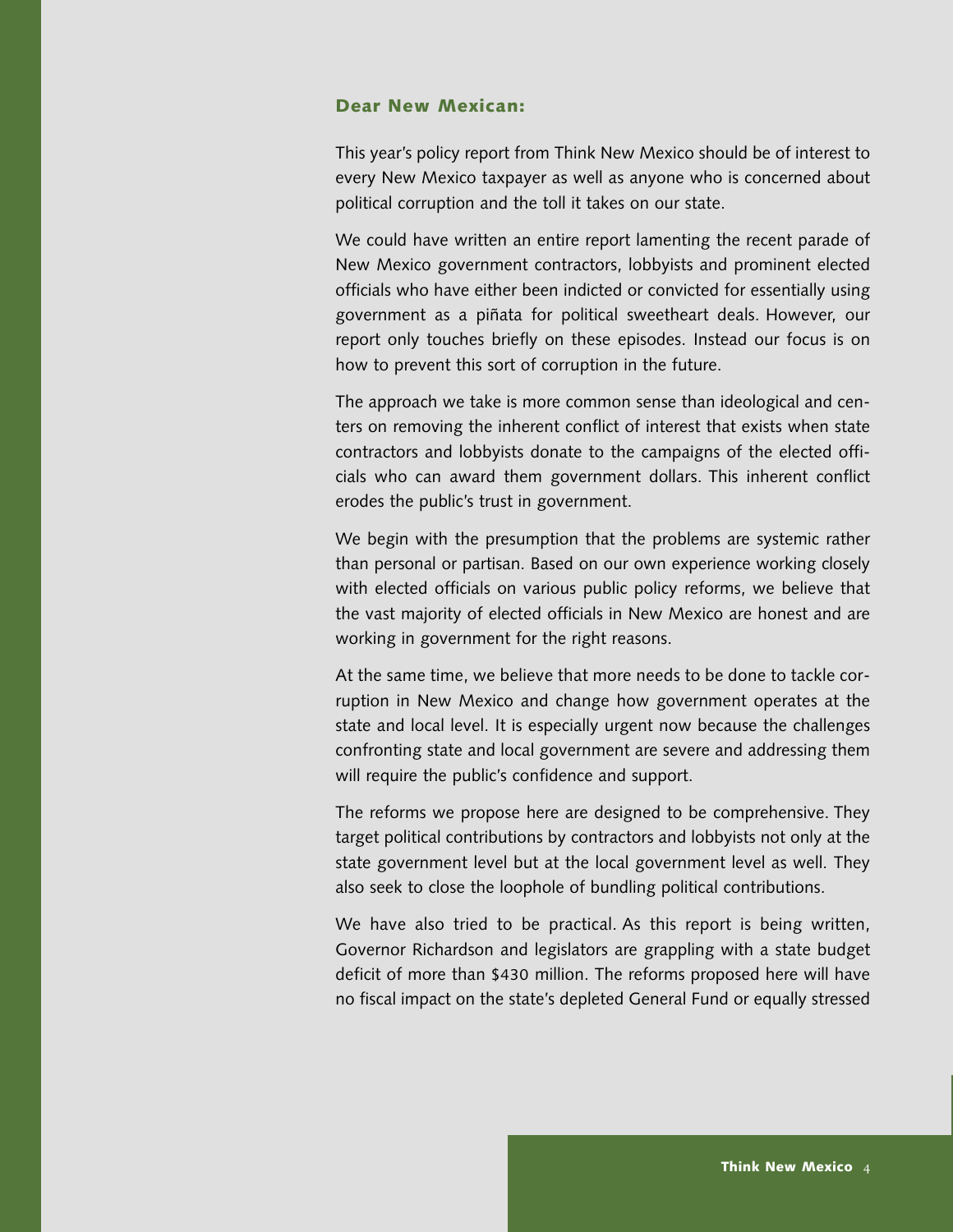## Dear New Mexican:

This year's policy report from Think New Mexico should be of interest to every New Mexico taxpayer as well as anyone who is concerned about political corruption and the toll it takes on our state.

We could have written an entire report lamenting the recent parade of New Mexico government contractors, lobbyists and prominent elected officials who have either been indicted or convicted for essentially using government as a piñata for political sweetheart deals. However, our report only touches briefly on these episodes. Instead our focus is on how to prevent this sort of corruption in the future.

The approach we take is more common sense than ideological and centers on removing the inherent conflict of interest that exists when state contractors and lobbyists donate to the campaigns of the elected officials who can award them government dollars. This inherent conflict erodes the public's trust in government.

We begin with the presumption that the problems are systemic rather than personal or partisan. Based on our own experience working closely with elected officials on various public policy reforms, we believe that the vast majority of elected officials in New Mexico are honest and are working in government for the right reasons.

At the same time, we believe that more needs to be done to tackle corruption in New Mexico and change how government operates at the state and local level. It is especially urgent now because the challenges confronting state and local government are severe and addressing them will require the public's confidence and support.

The reforms we propose here are designed to be comprehensive. They target political contributions by contractors and lobbyists not only at the state government level but at the local government level as well. They also seek to close the loophole of bundling political contributions.

We have also tried to be practical. As this report is being written, Governor Richardson and legislators are grappling with a state budget deficit of more than $430 million. The reforms proposed here will have no fiscal impact on the state's depleted General Fund or equally stressed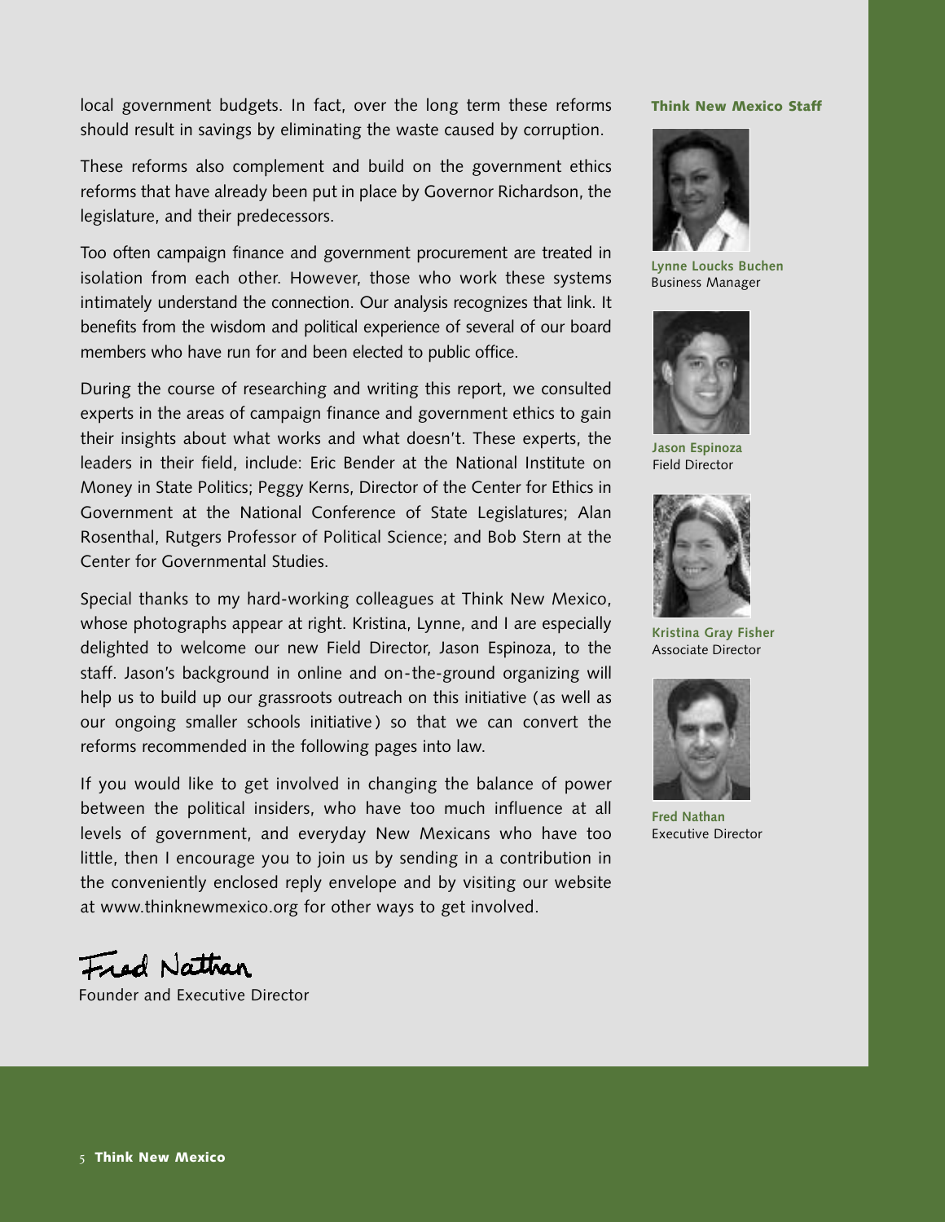local government budgets. In fact, over the long term these reforms should result in savings by eliminating the waste caused by corruption.

These reforms also complement and build on the government ethics reforms that have already been put in place by Governor Richardson, the legislature, and their predecessors.

Too often campaign finance and government procurement are treated in isolation from each other. However, those who work these systems intimately understand the connection. Our analysis recognizes that link. It benefits from the wisdom and political experience of several of our board members who have run for and been elected to public office.

During the course of researching and writing this report, we consulted experts in the areas of campaign finance and government ethics to gain their insights about what works and what doesn't. These experts, the leaders in their field, include: Eric Bender at the National Institute on Money in State Politics; Peggy Kerns, Director of the Center for Ethics in Government at the National Conference of State Legislatures; Alan Rosenthal, Rutgers Professor of Political Science; and Bob Stern at the Center for Governmental Studies.

Special thanks to my hard-working colleagues at Think New Mexico, whose photographs appear at right. Kristina, Lynne, and I are especially delighted to welcome our new Field Director, Jason Espinoza, to the staff. Jason's background in online and on-the-ground organizing will help us to build up our grassroots outreach on this initiative (as well as our ongoing smaller schools initiative) so that we can convert the reforms recommended in the following pages into law.

If you would like to get involved in changing the balance of power between the political insiders, who have too much influence at all levels of government, and everyday New Mexicans who have too little, then I encourage you to join us by sending in a contribution in the conveniently enclosed reply envelope and by visiting our website at www.thinknewmexico.org for other ways to get involved.

Fred Nathan
Founder and Executive Director

**Think New Mexico Staff**

**Lynne Loucks Buchen**
Business Manager

**Jason Espinoza**
Field Director

**Kristina Gray Fisher**
Associate Director

**Fred Nathan**
Executive Director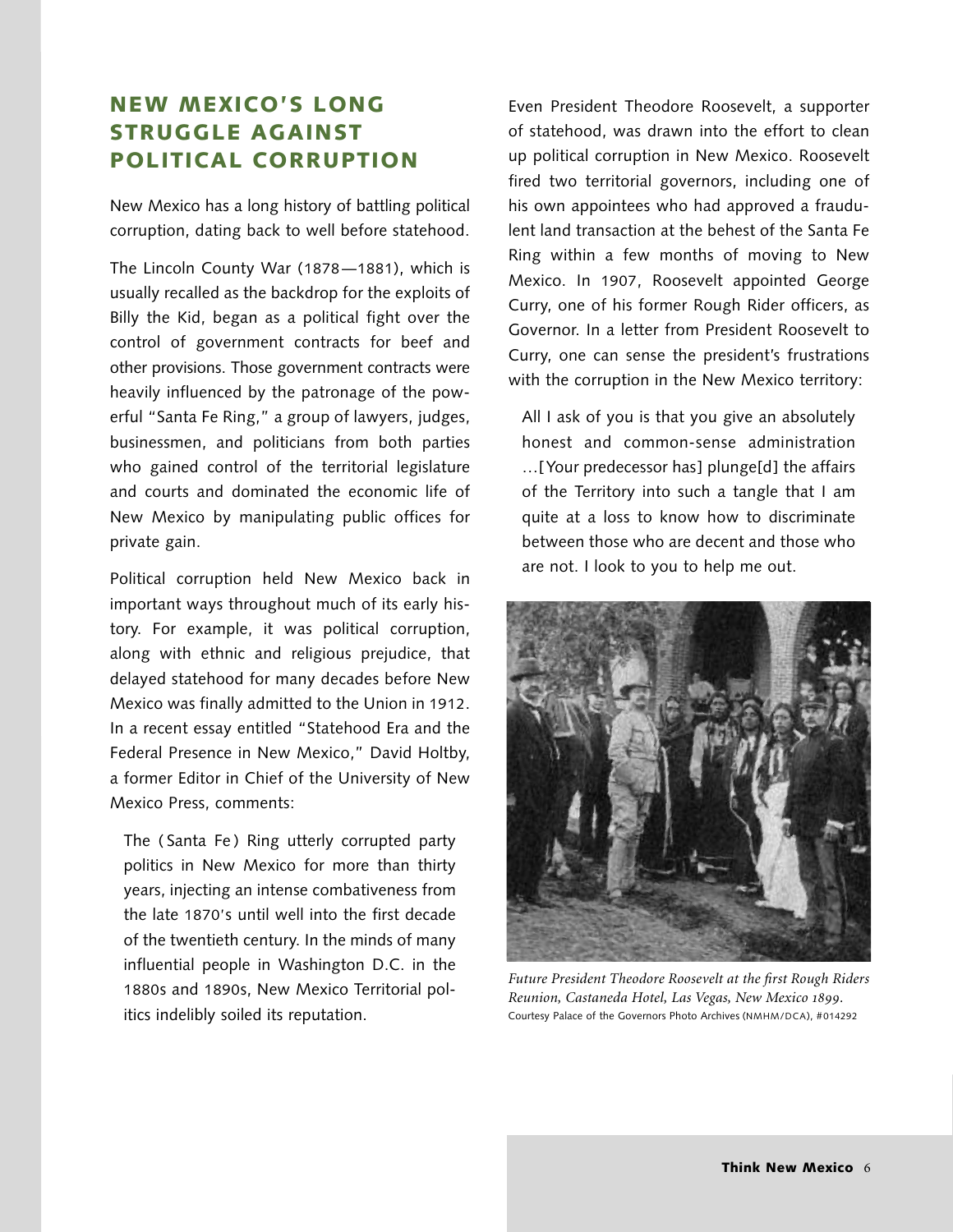## NEW MEXICO'S LONG STRUGGLE AGAINST POLITICAL CORRUPTION

New Mexico has a long history of battling political corruption, dating back to well before statehood.

The Lincoln County War (1878—1881), which is usually recalled as the backdrop for the exploits of Billy the Kid, began as a political fight over the control of government contracts for beef and other provisions. Those government contracts were heavily influenced by the patronage of the powerful "Santa Fe Ring," a group of lawyers, judges, businessmen, and politicians from both parties who gained control of the territorial legislature and courts and dominated the economic life of New Mexico by manipulating public offices for private gain.

Political corruption held New Mexico back in important ways throughout much of its early history. For example, it was political corruption, along with ethnic and religious prejudice, that delayed statehood for many decades before New Mexico was finally admitted to the Union in 1912. In a recent essay entitled "Statehood Era and the Federal Presence in New Mexico," David Holtby, a former Editor in Chief of the University of New Mexico Press, comments:

> The (Santa Fe) Ring utterly corrupted party politics in New Mexico for more than thirty years, injecting an intense combativeness from the late 1870's until well into the first decade of the twentieth century. In the minds of many influential people in Washington D.C. in the 1880s and 1890s, New Mexico Territorial politics indelibly soiled its reputation.

Even President Theodore Roosevelt, a supporter of statehood, was drawn into the effort to clean up political corruption in New Mexico. Roosevelt fired two territorial governors, including one of his own appointees who had approved a fraudulent land transaction at the behest of the Santa Fe Ring within a few months of moving to New Mexico. In 1907, Roosevelt appointed George Curry, one of his former Rough Rider officers, as Governor. In a letter from President Roosevelt to Curry, one can sense the president's frustrations with the corruption in the New Mexico territory:

> All I ask of you is that you give an absolutely honest and common-sense administration …[Your predecessor has] plunge[d] the affairs of the Territory into such a tangle that I am quite at a loss to know how to discriminate between those who are decent and those who are not. I look to you to help me out.

*Future President Theodore Roosevelt at the first Rough Riders Reunion, Castaneda Hotel, Las Vegas, New Mexico 1899.*
Courtesy Palace of the Governors Photo Archives (NMHM/DCA), #014292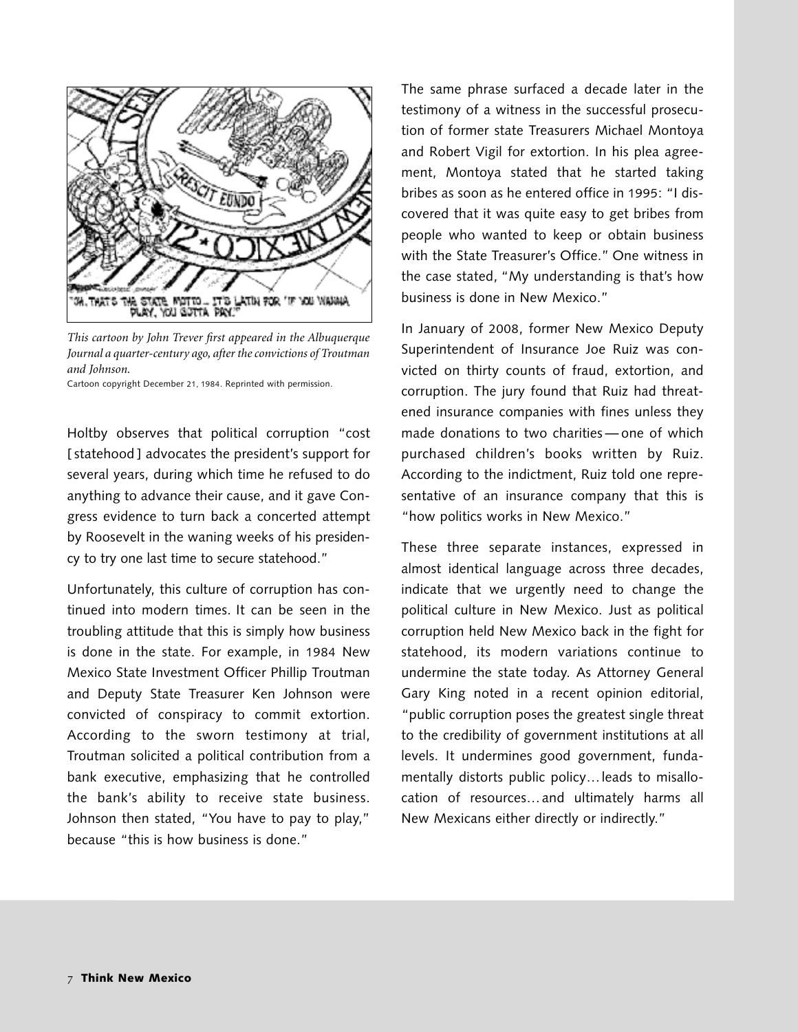*This cartoon by John Trever first appeared in the Albuquerque Journal a quarter-century ago, after the convictions of Troutman and Johnson.*

Cartoon copyright December 21, 1984. Reprinted with permission.

Holtby observes that political corruption "cost [statehood] advocates the president's support for several years, during which time he refused to do anything to advance their cause, and it gave Congress evidence to turn back a concerted attempt by Roosevelt in the waning weeks of his presidency to try one last time to secure statehood."

Unfortunately, this culture of corruption has continued into modern times. It can be seen in the troubling attitude that this is simply how business is done in the state. For example, in 1984 New Mexico State Investment Officer Phillip Troutman and Deputy State Treasurer Ken Johnson were convicted of conspiracy to commit extortion. According to the sworn testimony at trial, Troutman solicited a political contribution from a bank executive, emphasizing that he controlled the bank's ability to receive state business. Johnson then stated, "You have to pay to play," because "this is how business is done."

The same phrase surfaced a decade later in the testimony of a witness in the successful prosecution of former state Treasurers Michael Montoya and Robert Vigil for extortion. In his plea agreement, Montoya stated that he started taking bribes as soon as he entered office in 1995: "I discovered that it was quite easy to get bribes from people who wanted to keep or obtain business with the State Treasurer's Office." One witness in the case stated, "My understanding is that's how business is done in New Mexico."

In January of 2008, former New Mexico Deputy Superintendent of Insurance Joe Ruiz was convicted on thirty counts of fraud, extortion, and corruption. The jury found that Ruiz had threatened insurance companies with fines unless they made donations to two charities — one of which purchased children's books written by Ruiz. According to the indictment, Ruiz told one representative of an insurance company that this is "how politics works in New Mexico."

These three separate instances, expressed in almost identical language across three decades, indicate that we urgently need to change the political culture in New Mexico. Just as political corruption held New Mexico back in the fight for statehood, its modern variations continue to undermine the state today. As Attorney General Gary King noted in a recent opinion editorial, "public corruption poses the greatest single threat to the credibility of government institutions at all levels. It undermines good government, fundamentally distorts public policy… leads to misallocation of resources… and ultimately harms all New Mexicans either directly or indirectly."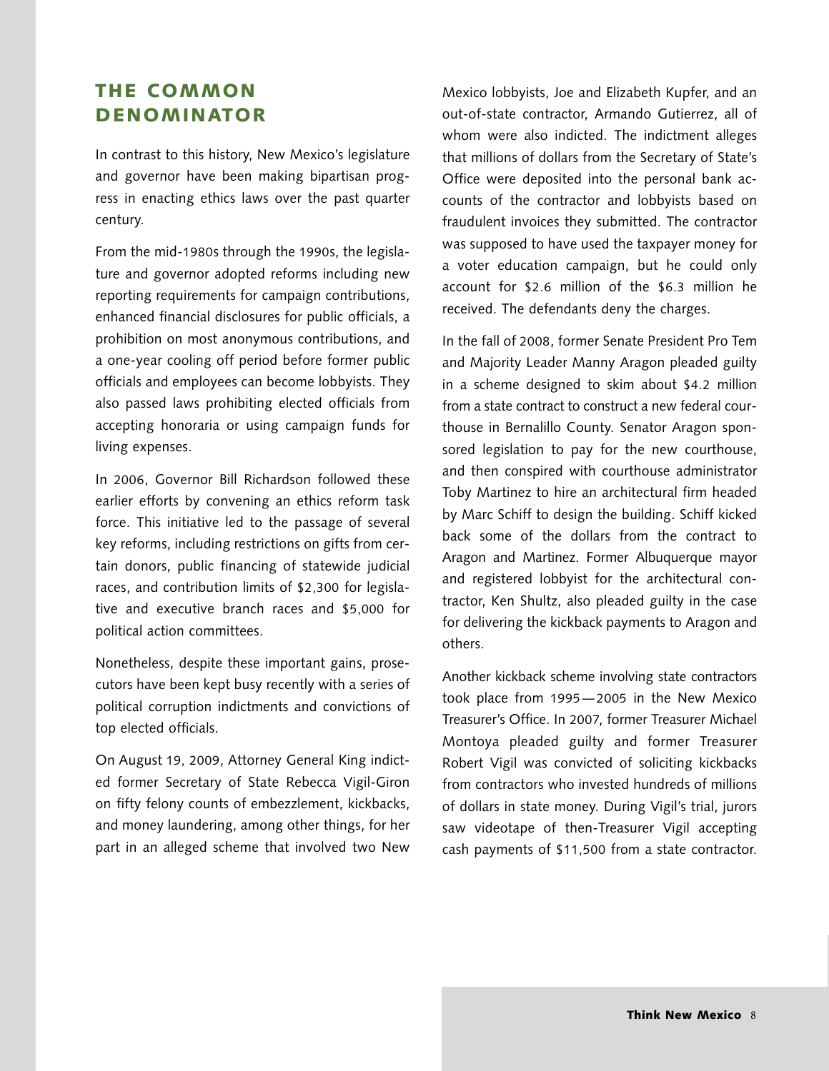## THE COMMON DENOMINATOR

In contrast to this history, New Mexico's legislature and governor have been making bipartisan progress in enacting ethics laws over the past quarter century.

From the mid-1980s through the 1990s, the legislature and governor adopted reforms including new reporting requirements for campaign contributions, enhanced financial disclosures for public officials, a prohibition on most anonymous contributions, and a one-year cooling off period before former public officials and employees can become lobbyists. They also passed laws prohibiting elected officials from accepting honoraria or using campaign funds for living expenses.

In 2006, Governor Bill Richardson followed these earlier efforts by convening an ethics reform task force. This initiative led to the passage of several key reforms, including restrictions on gifts from certain donors, public financing of statewide judicial races, and contribution limits of $2,300 for legislative and executive branch races and $5,000 for political action committees.

Nonetheless, despite these important gains, prosecutors have been kept busy recently with a series of political corruption indictments and convictions of top elected officials.

On August 19, 2009, Attorney General King indicted former Secretary of State Rebecca Vigil-Giron on fifty felony counts of embezzlement, kickbacks, and money laundering, among other things, for her part in an alleged scheme that involved two New Mexico lobbyists, Joe and Elizabeth Kupfer, and an out-of-state contractor, Armando Gutierrez, all of whom were also indicted. The indictment alleges that millions of dollars from the Secretary of State's Office were deposited into the personal bank accounts of the contractor and lobbyists based on fraudulent invoices they submitted. The contractor was supposed to have used the taxpayer money for a voter education campaign, but he could only account for $2.6 million of the $6.3 million he received. The defendants deny the charges.

In the fall of 2008, former Senate President Pro Tem and Majority Leader Manny Aragon pleaded guilty in a scheme designed to skim about $4.2 million from a state contract to construct a new federal courthouse in Bernalillo County. Senator Aragon sponsored legislation to pay for the new courthouse, and then conspired with courthouse administrator Toby Martinez to hire an architectural firm headed by Marc Schiff to design the building. Schiff kicked back some of the dollars from the contract to Aragon and Martinez. Former Albuquerque mayor and registered lobbyist for the architectural contractor, Ken Shultz, also pleaded guilty in the case for delivering the kickback payments to Aragon and others.

Another kickback scheme involving state contractors took place from 1995—2005 in the New Mexico Treasurer's Office. In 2007, former Treasurer Michael Montoya pleaded guilty and former Treasurer Robert Vigil was convicted of soliciting kickbacks from contractors who invested hundreds of millions of dollars in state money. During Vigil's trial, jurors saw videotape of then-Treasurer Vigil accepting cash payments of $11,500 from a state contractor.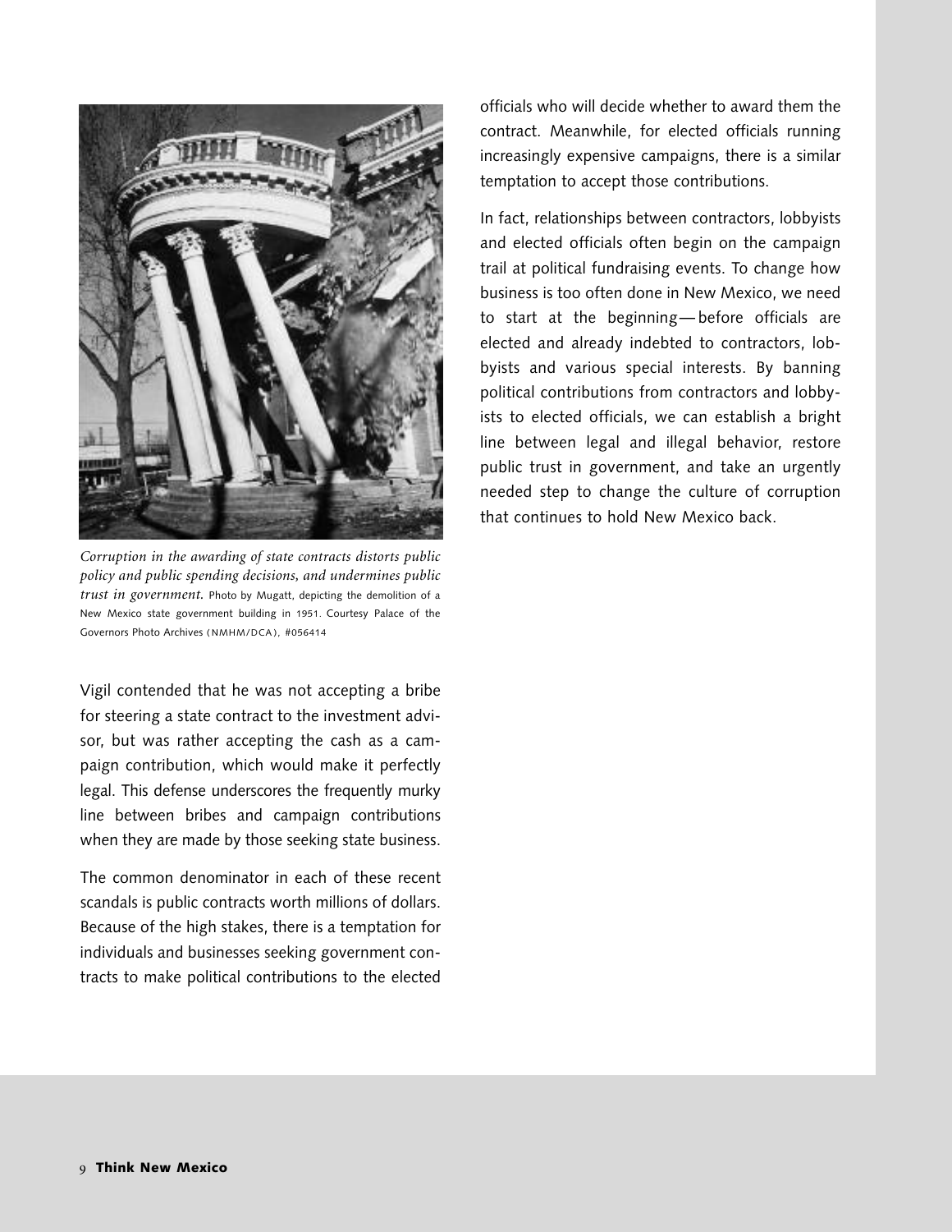*Corruption in the awarding of state contracts distorts public policy and public spending decisions, and undermines public trust in government.* Photo by Mugatt, depicting the demolition of a New Mexico state government building in 1951. Courtesy Palace of the Governors Photo Archives (NMHM/DCA), #056414

Vigil contended that he was not accepting a bribe for steering a state contract to the investment advisor, but was rather accepting the cash as a campaign contribution, which would make it perfectly legal. This defense underscores the frequently murky line between bribes and campaign contributions when they are made by those seeking state business.

The common denominator in each of these recent scandals is public contracts worth millions of dollars. Because of the high stakes, there is a temptation for individuals and businesses seeking government contracts to make political contributions to the elected officials who will decide whether to award them the contract. Meanwhile, for elected officials running increasingly expensive campaigns, there is a similar temptation to accept those contributions.

In fact, relationships between contractors, lobbyists and elected officials often begin on the campaign trail at political fundraising events. To change how business is too often done in New Mexico, we need to start at the beginning—before officials are elected and already indebted to contractors, lobbyists and various special interests. By banning political contributions from contractors and lobbyists to elected officials, we can establish a bright line between legal and illegal behavior, restore public trust in government, and take an urgently needed step to change the culture of corruption that continues to hold New Mexico back.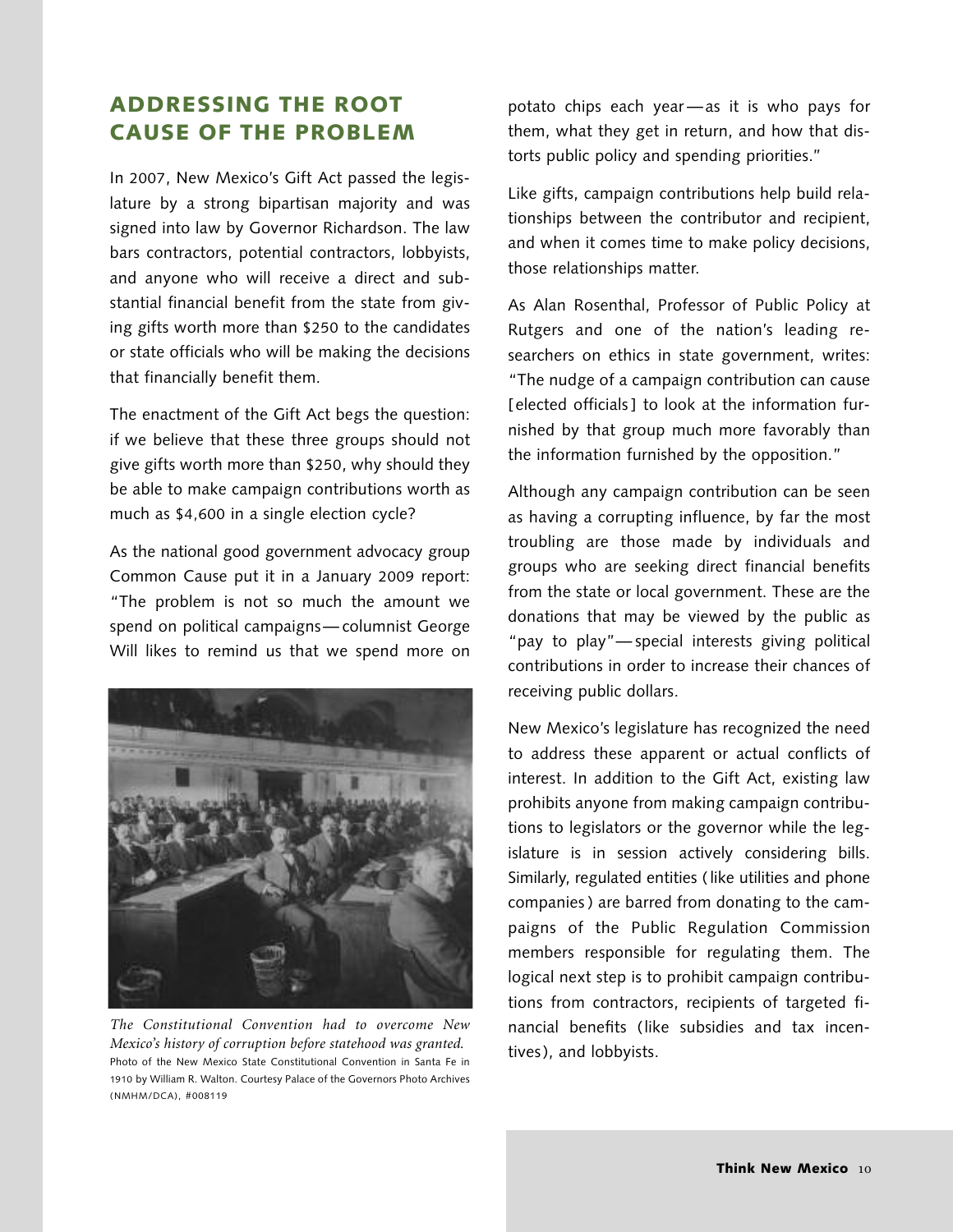## ADDRESSING THE ROOT CAUSE OF THE PROBLEM

In 2007, New Mexico's Gift Act passed the legislature by a strong bipartisan majority and was signed into law by Governor Richardson. The law bars contractors, potential contractors, lobbyists, and anyone who will receive a direct and substantial financial benefit from the state from giving gifts worth more than $250 to the candidates or state officials who will be making the decisions that financially benefit them.

The enactment of the Gift Act begs the question: if we believe that these three groups should not give gifts worth more than $250, why should they be able to make campaign contributions worth as much as $4,600 in a single election cycle?

As the national good government advocacy group Common Cause put it in a January 2009 report: "The problem is not so much the amount we spend on political campaigns—columnist George Will likes to remind us that we spend more on potato chips each year—as it is who pays for them, what they get in return, and how that distorts public policy and spending priorities."

*The Constitutional Convention had to overcome New Mexico's history of corruption before statehood was granted.*
Photo of the New Mexico State Constitutional Convention in Santa Fe in 1910 by William R. Walton. Courtesy Palace of the Governors Photo Archives (NMHM/DCA), #008119

Like gifts, campaign contributions help build relationships between the contributor and recipient, and when it comes time to make policy decisions, those relationships matter.

As Alan Rosenthal, Professor of Public Policy at Rutgers and one of the nation's leading researchers on ethics in state government, writes: "The nudge of a campaign contribution can cause [elected officials] to look at the information furnished by that group much more favorably than the information furnished by the opposition."

Although any campaign contribution can be seen as having a corrupting influence, by far the most troubling are those made by individuals and groups who are seeking direct financial benefits from the state or local government. These are the donations that may be viewed by the public as "pay to play"—special interests giving political contributions in order to increase their chances of receiving public dollars.

New Mexico's legislature has recognized the need to address these apparent or actual conflicts of interest. In addition to the Gift Act, existing law prohibits anyone from making campaign contributions to legislators or the governor while the legislature is in session actively considering bills. Similarly, regulated entities (like utilities and phone companies) are barred from donating to the campaigns of the Public Regulation Commission members responsible for regulating them. The logical next step is to prohibit campaign contributions from contractors, recipients of targeted financial benefits (like subsidies and tax incentives), and lobbyists.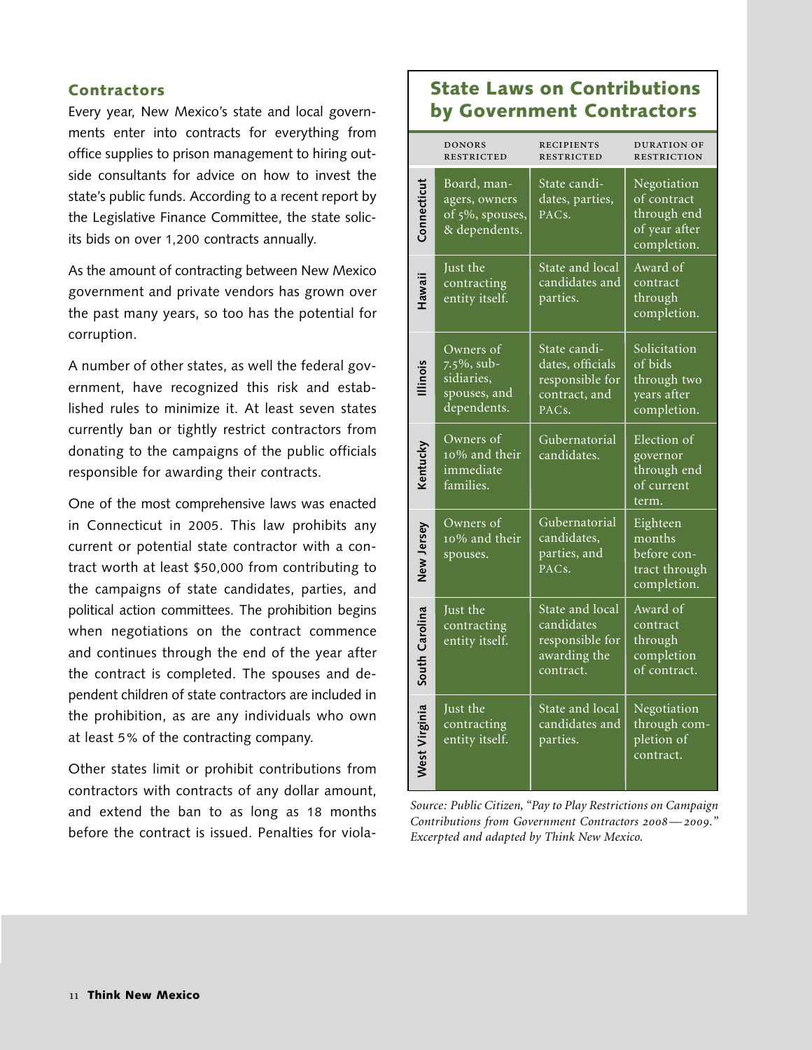## Contractors

Every year, New Mexico's state and local governments enter into contracts for everything from office supplies to prison management to hiring outside consultants for advice on how to invest the state's public funds. According to a recent report by the Legislative Finance Committee, the state solicits bids on over 1,200 contracts annually.

As the amount of contracting between New Mexico government and private vendors has grown over the past many years, so too has the potential for corruption.

A number of other states, as well the federal government, have recognized this risk and established rules to minimize it. At least seven states currently ban or tightly restrict contractors from donating to the campaigns of the public officials responsible for awarding their contracts.

One of the most comprehensive laws was enacted in Connecticut in 2005. This law prohibits any current or potential state contractor with a contract worth at least $50,000 from contributing to the campaigns of state candidates, parties, and political action committees. The prohibition begins when negotiations on the contract commence and continues through the end of the year after the contract is completed. The spouses and dependent children of state contractors are included in the prohibition, as are any individuals who own at least 5% of the contracting company.

Other states limit or prohibit contributions from contractors with contracts of any dollar amount, and extend the ban to as long as 18 months before the contract is issued. Penalties for viola-

### State Laws on Contributions by Government Contractors

| | Donors Restricted | Recipients Restricted | Duration of Restriction |
|---|---|---|---|
| Connecticut | Board, managers, owners of 5%, spouses, & dependents. | State candidates, parties, PACs. | Negotiation of contract through end of year after completion. |
| Hawaii | Just the contracting entity itself. | State and local candidates and parties. | Award of contract through completion. |
| Illinois | Owners of 7.5%, subsidiaries, spouses, and dependents. | State candidates, officials responsible for contract, and PACs. | Solicitation of bids through two years after completion. |
| Kentucky | Owners of 10% and their immediate families. | Gubernatorial candidates. | Election of governor through end of current term. |
| New Jersey | Owners of 10% and their spouses. | Gubernatorial candidates, parties, and PACs. | Eighteen months before contract through completion. |
| South Carolina | Just the contracting entity itself. | State and local candidates responsible for awarding the contract. | Award of contract through completion of contract. |
| West Virginia | Just the contracting entity itself. | State and local candidates and parties. | Negotiation through completion of contract. |

*Source: Public Citizen, "Pay to Play Restrictions on Campaign Contributions from Government Contractors 2008—2009." Excerpted and adapted by Think New Mexico.*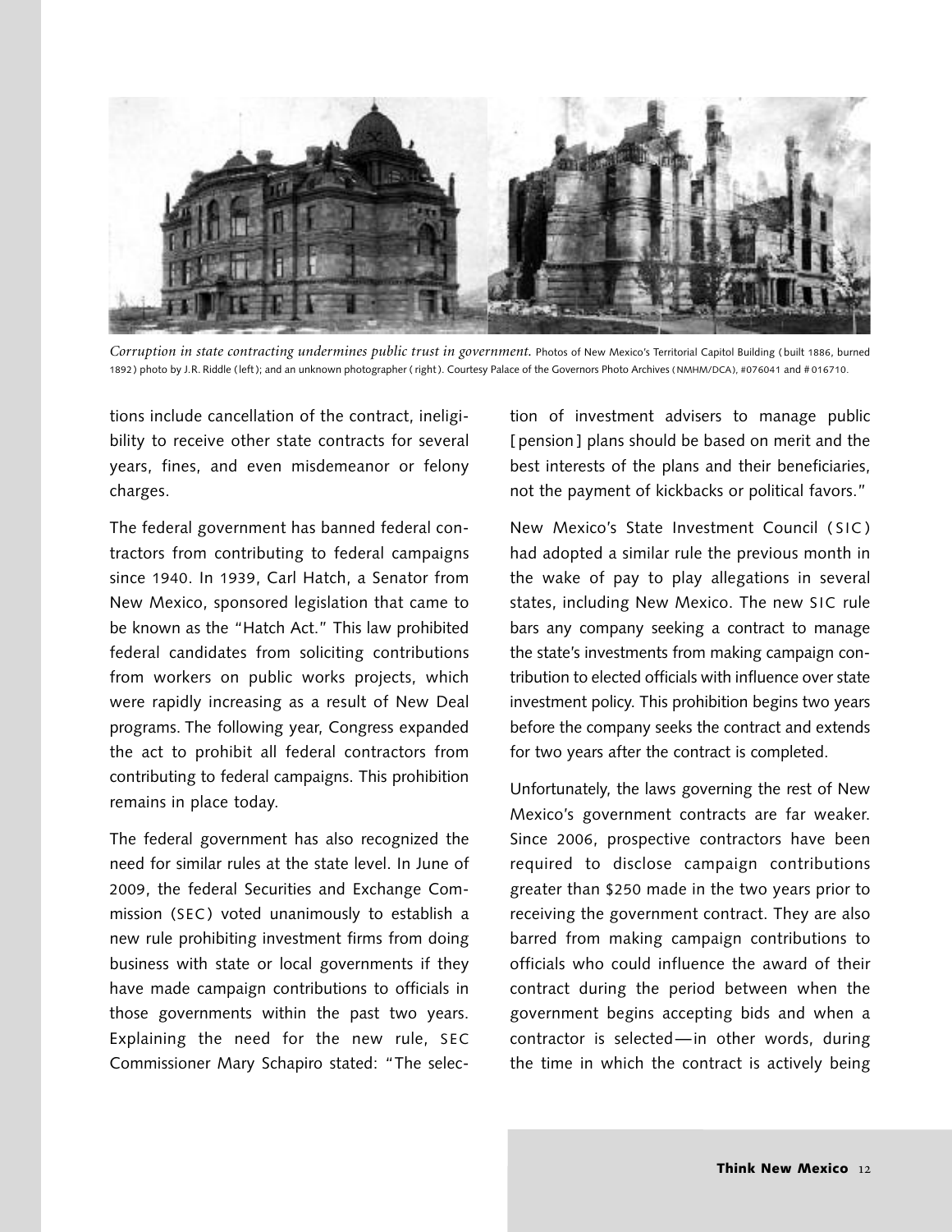*Corruption in state contracting undermines public trust in government.* Photos of New Mexico's Territorial Capitol Building (built 1886, burned 1892) photo by J.R. Riddle (left); and an unknown photographer (right). Courtesy Palace of the Governors Photo Archives (NMHM/DCA), #076041 and #016710.

tions include cancellation of the contract, ineligibility to receive other state contracts for several years, fines, and even misdemeanor or felony charges.

The federal government has banned federal contractors from contributing to federal campaigns since 1940. In 1939, Carl Hatch, a Senator from New Mexico, sponsored legislation that came to be known as the "Hatch Act." This law prohibited federal candidates from soliciting contributions from workers on public works projects, which were rapidly increasing as a result of New Deal programs. The following year, Congress expanded the act to prohibit all federal contractors from contributing to federal campaigns. This prohibition remains in place today.

The federal government has also recognized the need for similar rules at the state level. In June of 2009, the federal Securities and Exchange Commission (SEC) voted unanimously to establish a new rule prohibiting investment firms from doing business with state or local governments if they have made campaign contributions to officials in those governments within the past two years. Explaining the need for the new rule, SEC Commissioner Mary Schapiro stated: "The selection of investment advisers to manage public [pension] plans should be based on merit and the best interests of the plans and their beneficiaries, not the payment of kickbacks or political favors."

New Mexico's State Investment Council (SIC) had adopted a similar rule the previous month in the wake of pay to play allegations in several states, including New Mexico. The new SIC rule bars any company seeking a contract to manage the state's investments from making campaign contribution to elected officials with influence over state investment policy. This prohibition begins two years before the company seeks the contract and extends for two years after the contract is completed.

Unfortunately, the laws governing the rest of New Mexico's government contracts are far weaker. Since 2006, prospective contractors have been required to disclose campaign contributions greater than $250 made in the two years prior to receiving the government contract. They are also barred from making campaign contributions to officials who could influence the award of their contract during the period between when the government begins accepting bids and when a contractor is selected—in other words, during the time in which the contract is actively being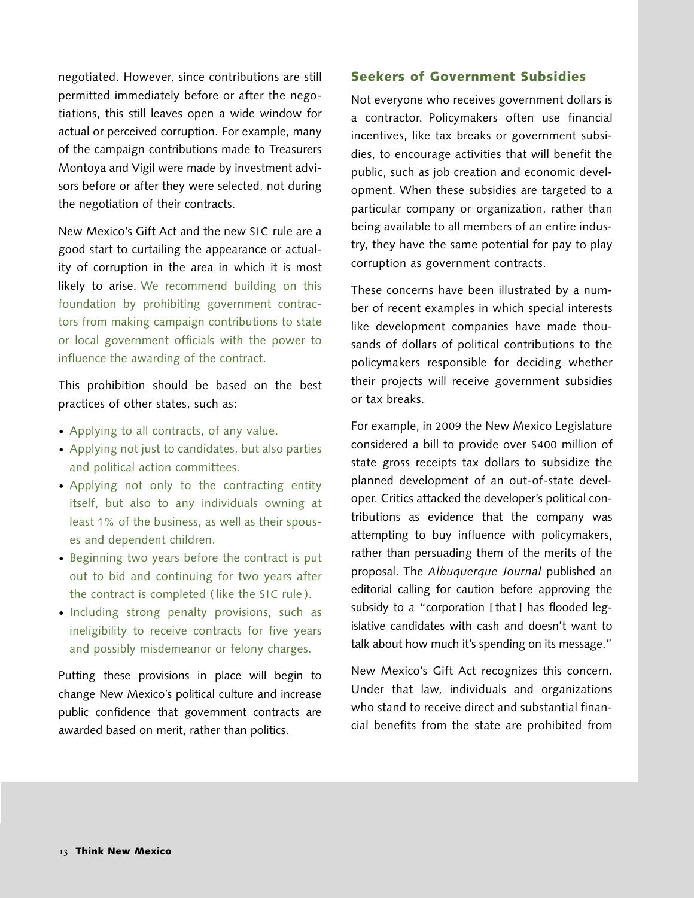negotiated. However, since contributions are still permitted immediately before or after the negotiations, this still leaves open a wide window for actual or perceived corruption. For example, many of the campaign contributions made to Treasurers Montoya and Vigil were made by investment advisors before or after they were selected, not during the negotiation of their contracts.

New Mexico's Gift Act and the new SIC rule are a good start to curtailing the appearance or actuality of corruption in the area in which it is most likely to arise. We recommend building on this foundation by prohibiting government contractors from making campaign contributions to state or local government officials with the power to influence the awarding of the contract.

This prohibition should be based on the best practices of other states, such as:

- Applying to all contracts, of any value.
- Applying not just to candidates, but also parties and political action committees.
- Applying not only to the contracting entity itself, but also to any individuals owning at least 1% of the business, as well as their spouses and dependent children.
- Beginning two years before the contract is put out to bid and continuing for two years after the contract is completed (like the SIC rule).
- Including strong penalty provisions, such as ineligibility to receive contracts for five years and possibly misdemeanor or felony charges.

Putting these provisions in place will begin to change New Mexico's political culture and increase public confidence that government contracts are awarded based on merit, rather than politics.

## Seekers of Government Subsidies

Not everyone who receives government dollars is a contractor. Policymakers often use financial incentives, like tax breaks or government subsidies, to encourage activities that will benefit the public, such as job creation and economic development. When these subsidies are targeted to a particular company or organization, rather than being available to all members of an entire industry, they have the same potential for pay to play corruption as government contracts.

These concerns have been illustrated by a number of recent examples in which special interests like development companies have made thousands of dollars of political contributions to the policymakers responsible for deciding whether their projects will receive government subsidies or tax breaks.

For example, in 2009 the New Mexico Legislature considered a bill to provide over $400 million of state gross receipts tax dollars to subsidize the planned development of an out-of-state developer. Critics attacked the developer's political contributions as evidence that the company was attempting to buy influence with policymakers, rather than persuading them of the merits of the proposal. The *Albuquerque Journal* published an editorial calling for caution before approving the subsidy to a "corporation [that] has flooded legislative candidates with cash and doesn't want to talk about how much it's spending on its message."

New Mexico's Gift Act recognizes this concern. Under that law, individuals and organizations who stand to receive direct and substantial financial benefits from the state are prohibited from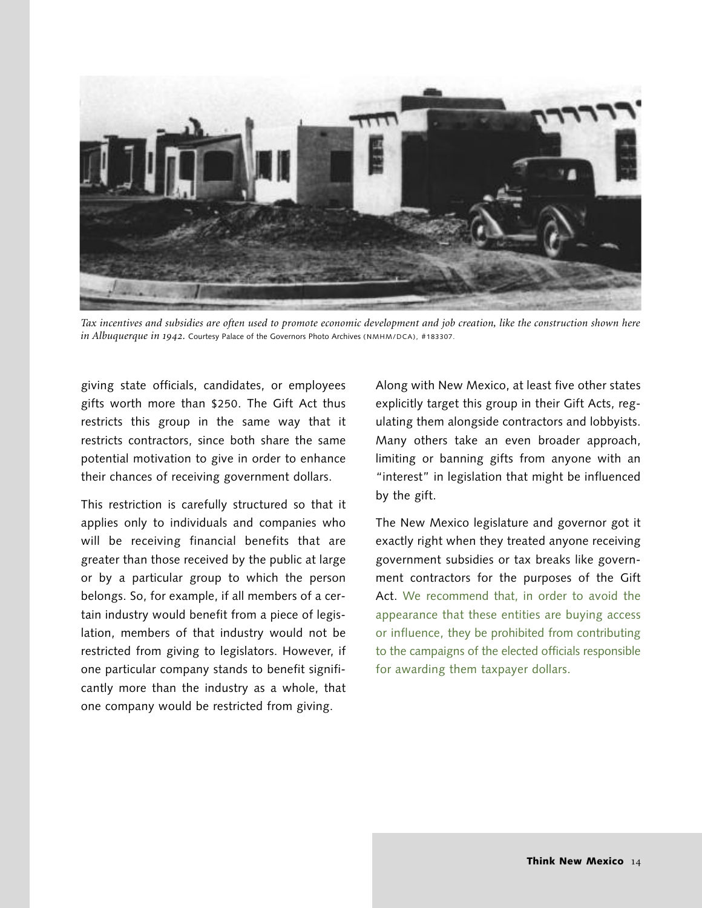*Tax incentives and subsidies are often used to promote economic development and job creation, like the construction shown here in Albuquerque in 1942.* Courtesy Palace of the Governors Photo Archives (NMHM/DCA), #183307.

giving state officials, candidates, or employees gifts worth more than $250. The Gift Act thus restricts this group in the same way that it restricts contractors, since both share the same potential motivation to give in order to enhance their chances of receiving government dollars.

This restriction is carefully structured so that it applies only to individuals and companies who will be receiving financial benefits that are greater than those received by the public at large or by a particular group to which the person belongs. So, for example, if all members of a certain industry would benefit from a piece of legislation, members of that industry would not be restricted from giving to legislators. However, if one particular company stands to benefit significantly more than the industry as a whole, that one company would be restricted from giving.

Along with New Mexico, at least five other states explicitly target this group in their Gift Acts, regulating them alongside contractors and lobbyists. Many others take an even broader approach, limiting or banning gifts from anyone with an "interest" in legislation that might be influenced by the gift.

The New Mexico legislature and governor got it exactly right when they treated anyone receiving government subsidies or tax breaks like government contractors for the purposes of the Gift Act. We recommend that, in order to avoid the appearance that these entities are buying access or influence, they be prohibited from contributing to the campaigns of the elected officials responsible for awarding them taxpayer dollars.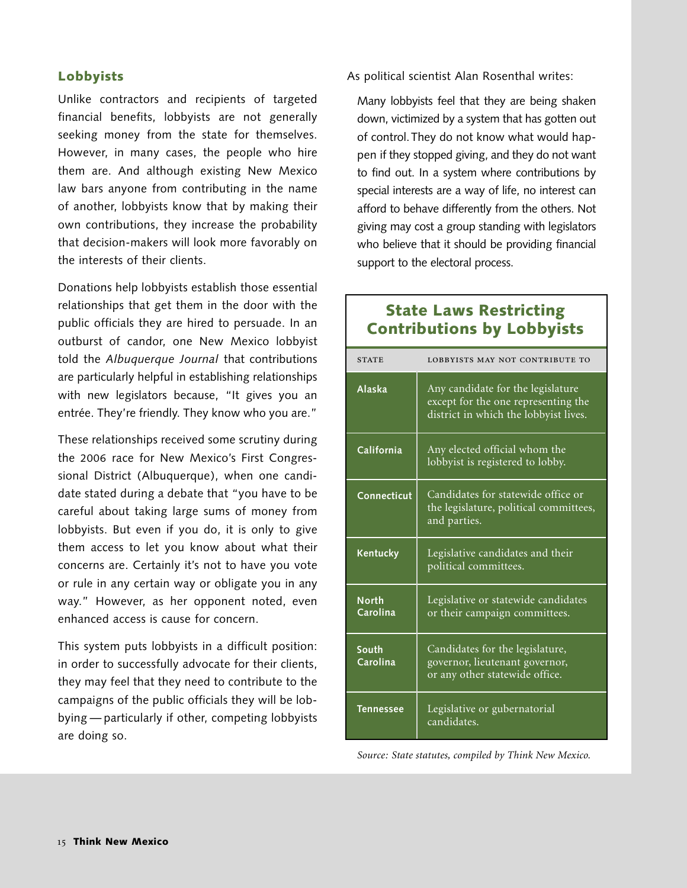## Lobbyists

Unlike contractors and recipients of targeted financial benefits, lobbyists are not generally seeking money from the state for themselves. However, in many cases, the people who hire them are. And although existing New Mexico law bars anyone from contributing in the name of another, lobbyists know that by making their own contributions, they increase the probability that decision-makers will look more favorably on the interests of their clients.

Donations help lobbyists establish those essential relationships that get them in the door with the public officials they are hired to persuade. In an outburst of candor, one New Mexico lobbyist told the *Albuquerque Journal* that contributions are particularly helpful in establishing relationships with new legislators because, "It gives you an entrée. They're friendly. They know who you are."

These relationships received some scrutiny during the 2006 race for New Mexico's First Congressional District (Albuquerque), when one candidate stated during a debate that "you have to be careful about taking large sums of money from lobbyists. But even if you do, it is only to give them access to let you know about what their concerns are. Certainly it's not to have you vote or rule in any certain way or obligate you in any way." However, as her opponent noted, even enhanced access is cause for concern.

This system puts lobbyists in a difficult position: in order to successfully advocate for their clients, they may feel that they need to contribute to the campaigns of the public officials they will be lobbying — particularly if other, competing lobbyists are doing so.

As political scientist Alan Rosenthal writes:

> Many lobbyists feel that they are being shaken down, victimized by a system that has gotten out of control. They do not know what would happen if they stopped giving, and they do not want to find out. In a system where contributions by special interests are a way of life, no interest can afford to behave differently from the others. Not giving may cost a group standing with legislators who believe that it should be providing financial support to the electoral process.

### State Laws Restricting Contributions by Lobbyists

| State | Lobbyists may not contribute to |
|---|---|
| Alaska | Any candidate for the legislature except for the one representing the district in which the lobbyist lives. |
| California | Any elected official whom the lobbyist is registered to lobby. |
| Connecticut | Candidates for statewide office or the legislature, political committees, and parties. |
| Kentucky | Legislative candidates and their political committees. |
| North Carolina | Legislative or statewide candidates or their campaign committees. |
| South Carolina | Candidates for the legislature, governor, lieutenant governor, or any other statewide office. |
| Tennessee | Legislative or gubernatorial candidates. |

*Source: State statutes, compiled by Think New Mexico.*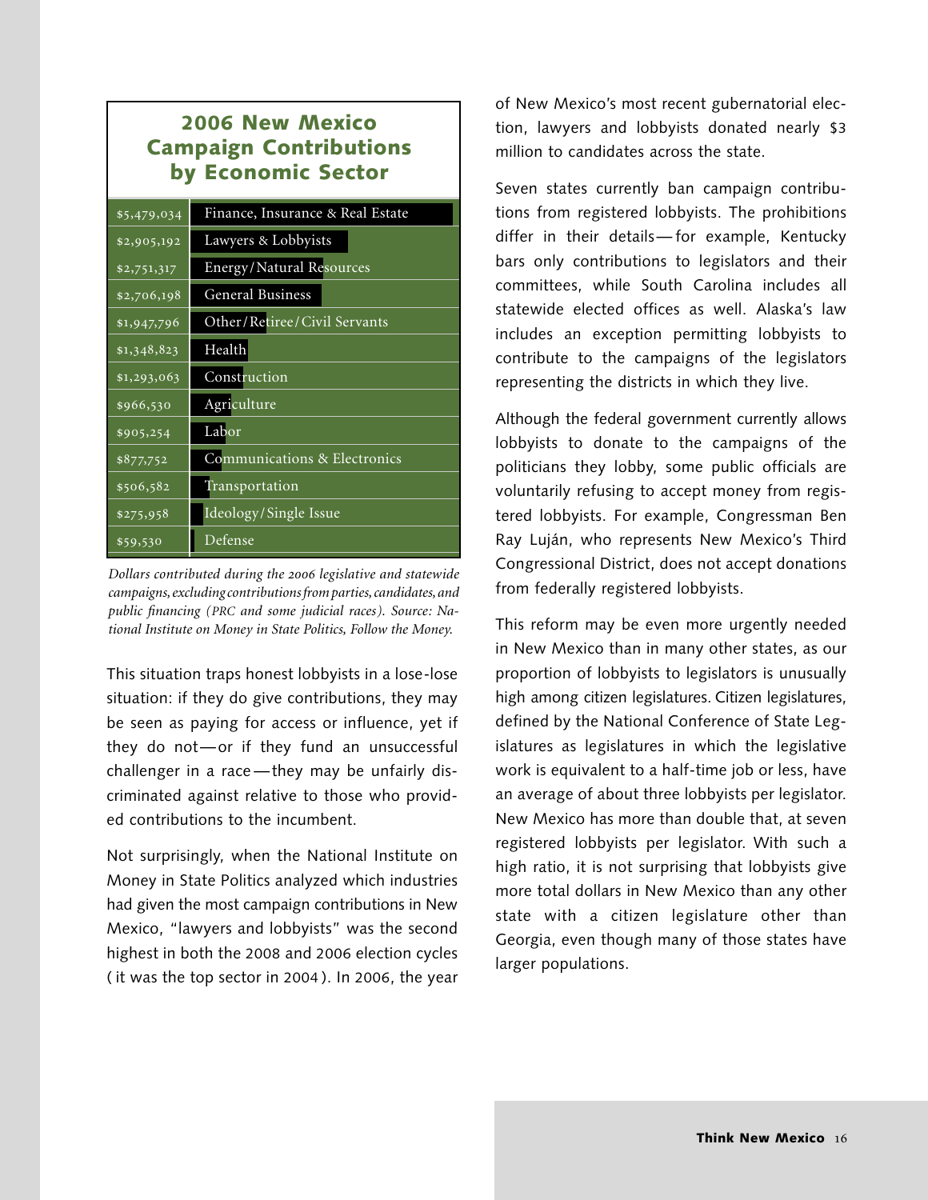## 2006 New Mexico Campaign Contributions by Economic Sector

| Amount | Sector |
| --- | --- |
| $5,479,034 | Finance, Insurance & Real Estate |
| $2,905,192 | Lawyers & Lobbyists |
| $2,751,317 | Energy/Natural Resources |
| $2,706,198 | General Business |
| $1,947,796 | Other/Retiree/Civil Servants |
| $1,348,823 | Health |
| $1,293,063 | Construction |
| $966,530 | Agriculture |
| $905,254 | Labor |
| $877,752 | Communications & Electronics |
| $506,582 | Transportation |
| $275,958 | Ideology/Single Issue |
| $59,530 | Defense |

*Dollars contributed during the 2006 legislative and statewide campaigns, excluding contributions from parties, candidates, and public financing (PRC and some judicial races). Source: National Institute on Money in State Politics, Follow the Money.*

This situation traps honest lobbyists in a lose-lose situation: if they do give contributions, they may be seen as paying for access or influence, yet if they do not—or if they fund an unsuccessful challenger in a race—they may be unfairly discriminated against relative to those who provided contributions to the incumbent.

Not surprisingly, when the National Institute on Money in State Politics analyzed which industries had given the most campaign contributions in New Mexico, "lawyers and lobbyists" was the second highest in both the 2008 and 2006 election cycles (it was the top sector in 2004). In 2006, the year of New Mexico's most recent gubernatorial election, lawyers and lobbyists donated nearly $3 million to candidates across the state.

Seven states currently ban campaign contributions from registered lobbyists. The prohibitions differ in their details—for example, Kentucky bars only contributions to legislators and their committees, while South Carolina includes all statewide elected offices as well. Alaska's law includes an exception permitting lobbyists to contribute to the campaigns of the legislators representing the districts in which they live.

Although the federal government currently allows lobbyists to donate to the campaigns of the politicians they lobby, some public officials are voluntarily refusing to accept money from registered lobbyists. For example, Congressman Ben Ray Luján, who represents New Mexico's Third Congressional District, does not accept donations from federally registered lobbyists.

This reform may be even more urgently needed in New Mexico than in many other states, as our proportion of lobbyists to legislators is unusually high among citizen legislatures. Citizen legislatures, defined by the National Conference of State Legislatures as legislatures in which the legislative work is equivalent to a half-time job or less, have an average of about three lobbyists per legislator. New Mexico has more than double that, at seven registered lobbyists per legislator. With such a high ratio, it is not surprising that lobbyists give more total dollars in New Mexico than any other state with a citizen legislature other than Georgia, even though many of those states have larger populations.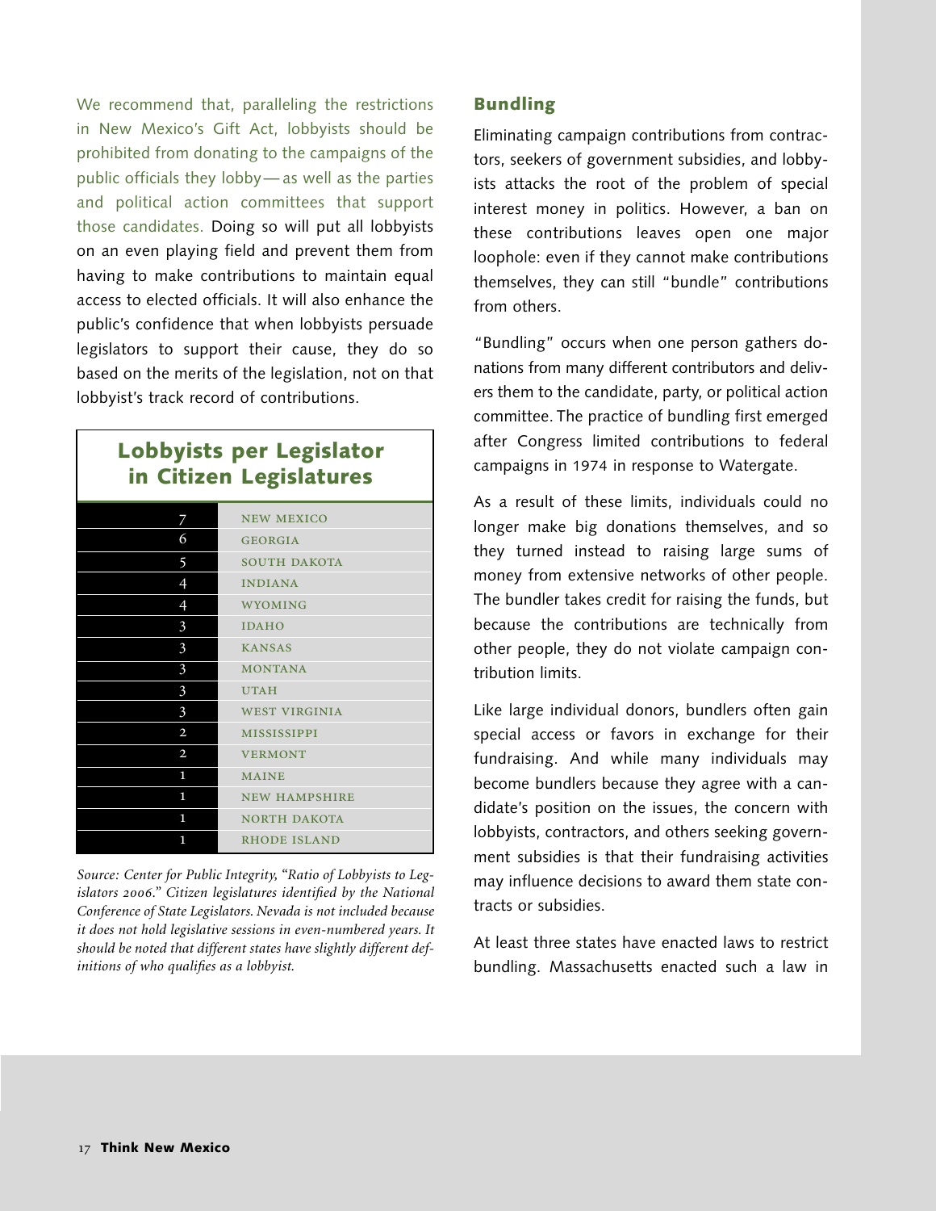We recommend that, paralleling the restrictions in New Mexico's Gift Act, lobbyists should be prohibited from donating to the campaigns of the public officials they lobby—as well as the parties and political action committees that support those candidates. Doing so will put all lobbyists on an even playing field and prevent them from having to make contributions to maintain equal access to elected officials. It will also enhance the public's confidence that when lobbyists persuade legislators to support their cause, they do so based on the merits of the legislation, not on that lobbyist's track record of contributions.

## Lobbyists per Legislator in Citizen Legislatures

| Lobbyists per Legislator | State |
|---|---|
| 7 | NEW MEXICO |
| 6 | GEORGIA |
| 5 | SOUTH DAKOTA |
| 4 | INDIANA |
| 4 | WYOMING |
| 3 | IDAHO |
| 3 | KANSAS |
| 3 | MONTANA |
| 3 | UTAH |
| 3 | WEST VIRGINIA |
| 2 | MISSISSIPPI |
| 2 | VERMONT |
| 1 | MAINE |
| 1 | NEW HAMPSHIRE |
| 1 | NORTH DAKOTA |
| 1 | RHODE ISLAND |

*Source: Center for Public Integrity, "Ratio of Lobbyists to Legislators 2006." Citizen legislatures identified by the National Conference of State Legislators. Nevada is not included because it does not hold legislative sessions in even-numbered years. It should be noted that different states have slightly different definitions of who qualifies as a lobbyist.*

## Bundling

Eliminating campaign contributions from contractors, seekers of government subsidies, and lobbyists attacks the root of the problem of special interest money in politics. However, a ban on these contributions leaves open one major loophole: even if they cannot make contributions themselves, they can still "bundle" contributions from others.

"Bundling" occurs when one person gathers donations from many different contributors and delivers them to the candidate, party, or political action committee. The practice of bundling first emerged after Congress limited contributions to federal campaigns in 1974 in response to Watergate.

As a result of these limits, individuals could no longer make big donations themselves, and so they turned instead to raising large sums of money from extensive networks of other people. The bundler takes credit for raising the funds, but because the contributions are technically from other people, they do not violate campaign contribution limits.

Like large individual donors, bundlers often gain special access or favors in exchange for their fundraising. And while many individuals may become bundlers because they agree with a candidate's position on the issues, the concern with lobbyists, contractors, and others seeking government subsidies is that their fundraising activities may influence decisions to award them state contracts or subsidies.

At least three states have enacted laws to restrict bundling. Massachusetts enacted such a law in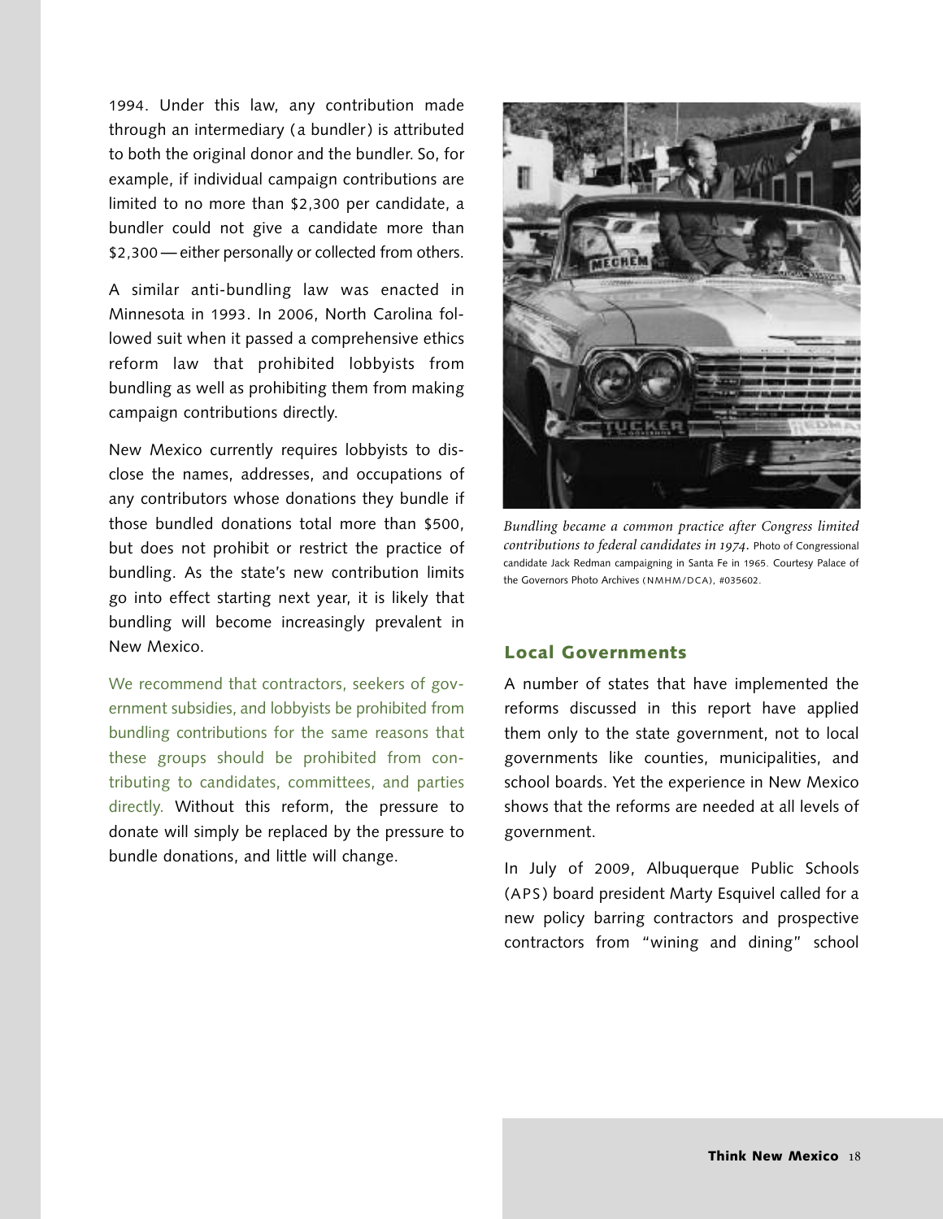1994. Under this law, any contribution made through an intermediary (a bundler) is attributed to both the original donor and the bundler. So, for example, if individual campaign contributions are limited to no more than $2,300 per candidate, a bundler could not give a candidate more than $2,300 — either personally or collected from others.

A similar anti-bundling law was enacted in Minnesota in 1993. In 2006, North Carolina followed suit when it passed a comprehensive ethics reform law that prohibited lobbyists from bundling as well as prohibiting them from making campaign contributions directly.

New Mexico currently requires lobbyists to disclose the names, addresses, and occupations of any contributors whose donations they bundle if those bundled donations total more than $500, but does not prohibit or restrict the practice of bundling. As the state's new contribution limits go into effect starting next year, it is likely that bundling will become increasingly prevalent in New Mexico.

We recommend that contractors, seekers of government subsidies, and lobbyists be prohibited from bundling contributions for the same reasons that these groups should be prohibited from contributing to candidates, committees, and parties directly. Without this reform, the pressure to donate will simply be replaced by the pressure to bundle donations, and little will change.

*Bundling became a common practice after Congress limited contributions to federal candidates in 1974.* Photo of Congressional candidate Jack Redman campaigning in Santa Fe in 1965. Courtesy Palace of the Governors Photo Archives (NMHM/DCA), #035602.

## Local Governments

A number of states that have implemented the reforms discussed in this report have applied them only to the state government, not to local governments like counties, municipalities, and school boards. Yet the experience in New Mexico shows that the reforms are needed at all levels of government.

In July of 2009, Albuquerque Public Schools (APS) board president Marty Esquivel called for a new policy barring contractors and prospective contractors from "wining and dining" school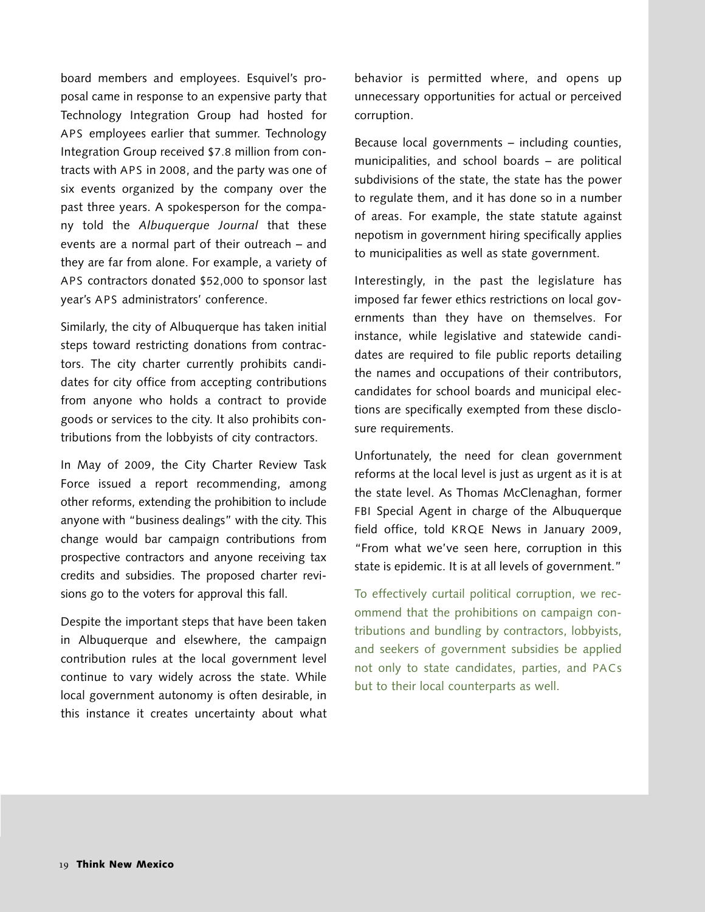board members and employees. Esquivel's proposal came in response to an expensive party that Technology Integration Group had hosted for APS employees earlier that summer. Technology Integration Group received $7.8 million from contracts with APS in 2008, and the party was one of six events organized by the company over the past three years. A spokesperson for the company told the *Albuquerque Journal* that these events are a normal part of their outreach – and they are far from alone. For example, a variety of APS contractors donated $52,000 to sponsor last year's APS administrators' conference.

Similarly, the city of Albuquerque has taken initial steps toward restricting donations from contractors. The city charter currently prohibits candidates for city office from accepting contributions from anyone who holds a contract to provide goods or services to the city. It also prohibits contributions from the lobbyists of city contractors.

In May of 2009, the City Charter Review Task Force issued a report recommending, among other reforms, extending the prohibition to include anyone with "business dealings" with the city. This change would bar campaign contributions from prospective contractors and anyone receiving tax credits and subsidies. The proposed charter revisions go to the voters for approval this fall.

Despite the important steps that have been taken in Albuquerque and elsewhere, the campaign contribution rules at the local government level continue to vary widely across the state. While local government autonomy is often desirable, in this instance it creates uncertainty about what behavior is permitted where, and opens up unnecessary opportunities for actual or perceived corruption.

Because local governments – including counties, municipalities, and school boards – are political subdivisions of the state, the state has the power to regulate them, and it has done so in a number of areas. For example, the state statute against nepotism in government hiring specifically applies to municipalities as well as state government.

Interestingly, in the past the legislature has imposed far fewer ethics restrictions on local governments than they have on themselves. For instance, while legislative and statewide candidates are required to file public reports detailing the names and occupations of their contributors, candidates for school boards and municipal elections are specifically exempted from these disclosure requirements.

Unfortunately, the need for clean government reforms at the local level is just as urgent as it is at the state level. As Thomas McClenaghan, former FBI Special Agent in charge of the Albuquerque field office, told KRQE News in January 2009, "From what we've seen here, corruption in this state is epidemic. It is at all levels of government."

To effectively curtail political corruption, we recommend that the prohibitions on campaign contributions and bundling by contractors, lobbyists, and seekers of government subsidies be applied not only to state candidates, parties, and PACs but to their local counterparts as well.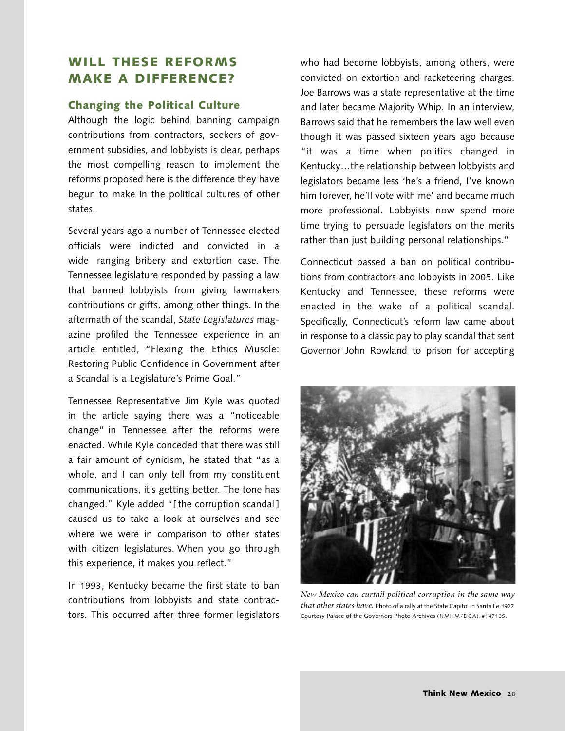## WILL THESE REFORMS MAKE A DIFFERENCE?

### Changing the Political Culture

Although the logic behind banning campaign contributions from contractors, seekers of government subsidies, and lobbyists is clear, perhaps the most compelling reason to implement the reforms proposed here is the difference they have begun to make in the political cultures of other states.

Several years ago a number of Tennessee elected officials were indicted and convicted in a wide ranging bribery and extortion case. The Tennessee legislature responded by passing a law that banned lobbyists from giving lawmakers contributions or gifts, among other things. In the aftermath of the scandal, *State Legislatures* magazine profiled the Tennessee experience in an article entitled, "Flexing the Ethics Muscle: Restoring Public Confidence in Government after a Scandal is a Legislature's Prime Goal."

Tennessee Representative Jim Kyle was quoted in the article saying there was a "noticeable change" in Tennessee after the reforms were enacted. While Kyle conceded that there was still a fair amount of cynicism, he stated that "as a whole, and I can only tell from my constituent communications, it's getting better. The tone has changed." Kyle added "[the corruption scandal] caused us to take a look at ourselves and see where we were in comparison to other states with citizen legislatures. When you go through this experience, it makes you reflect."

In 1993, Kentucky became the first state to ban contributions from lobbyists and state contractors. This occurred after three former legislators who had become lobbyists, among others, were convicted on extortion and racketeering charges. Joe Barrows was a state representative at the time and later became Majority Whip. In an interview, Barrows said that he remembers the law well even though it was passed sixteen years ago because "it was a time when politics changed in Kentucky…the relationship between lobbyists and legislators became less 'he's a friend, I've known him forever, he'll vote with me' and became much more professional. Lobbyists now spend more time trying to persuade legislators on the merits rather than just building personal relationships."

Connecticut passed a ban on political contributions from contractors and lobbyists in 2005. Like Kentucky and Tennessee, these reforms were enacted in the wake of a political scandal. Specifically, Connecticut's reform law came about in response to a classic pay to play scandal that sent Governor John Rowland to prison for accepting

*New Mexico can curtail political corruption in the same way that other states have.* Photo of a rally at the State Capitol in Santa Fe, 1927. Courtesy Palace of the Governors Photo Archives (NMHM/DCA), #147105.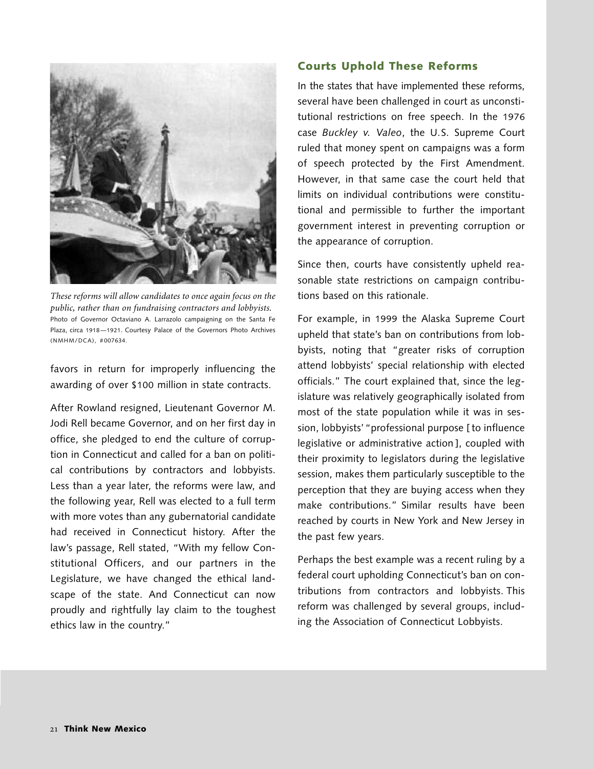*These reforms will allow candidates to once again focus on the public, rather than on fundraising contractors and lobbyists.* Photo of Governor Octaviano A. Larrazolo campaigning on the Santa Fe Plaza, circa 1918—1921. Courtesy Palace of the Governors Photo Archives (NMHM/DCA), #007634.

favors in return for improperly influencing the awarding of over $100 million in state contracts.

After Rowland resigned, Lieutenant Governor M. Jodi Rell became Governor, and on her first day in office, she pledged to end the culture of corruption in Connecticut and called for a ban on political contributions by contractors and lobbyists. Less than a year later, the reforms were law, and the following year, Rell was elected to a full term with more votes than any gubernatorial candidate had received in Connecticut history. After the law's passage, Rell stated, "With my fellow Constitutional Officers, and our partners in the Legislature, we have changed the ethical landscape of the state. And Connecticut can now proudly and rightfully lay claim to the toughest ethics law in the country."

## Courts Uphold These Reforms

In the states that have implemented these reforms, several have been challenged in court as unconstitutional restrictions on free speech. In the 1976 case *Buckley v. Valeo*, the U.S. Supreme Court ruled that money spent on campaigns was a form of speech protected by the First Amendment. However, in that same case the court held that limits on individual contributions were constitutional and permissible to further the important government interest in preventing corruption or the appearance of corruption.

Since then, courts have consistently upheld reasonable state restrictions on campaign contributions based on this rationale.

For example, in 1999 the Alaska Supreme Court upheld that state's ban on contributions from lobbyists, noting that "greater risks of corruption attend lobbyists' special relationship with elected officials." The court explained that, since the legislature was relatively geographically isolated from most of the state population while it was in session, lobbyists' "professional purpose [to influence legislative or administrative action], coupled with their proximity to legislators during the legislative session, makes them particularly susceptible to the perception that they are buying access when they make contributions." Similar results have been reached by courts in New York and New Jersey in the past few years.

Perhaps the best example was a recent ruling by a federal court upholding Connecticut's ban on contributions from contractors and lobbyists. This reform was challenged by several groups, including the Association of Connecticut Lobbyists.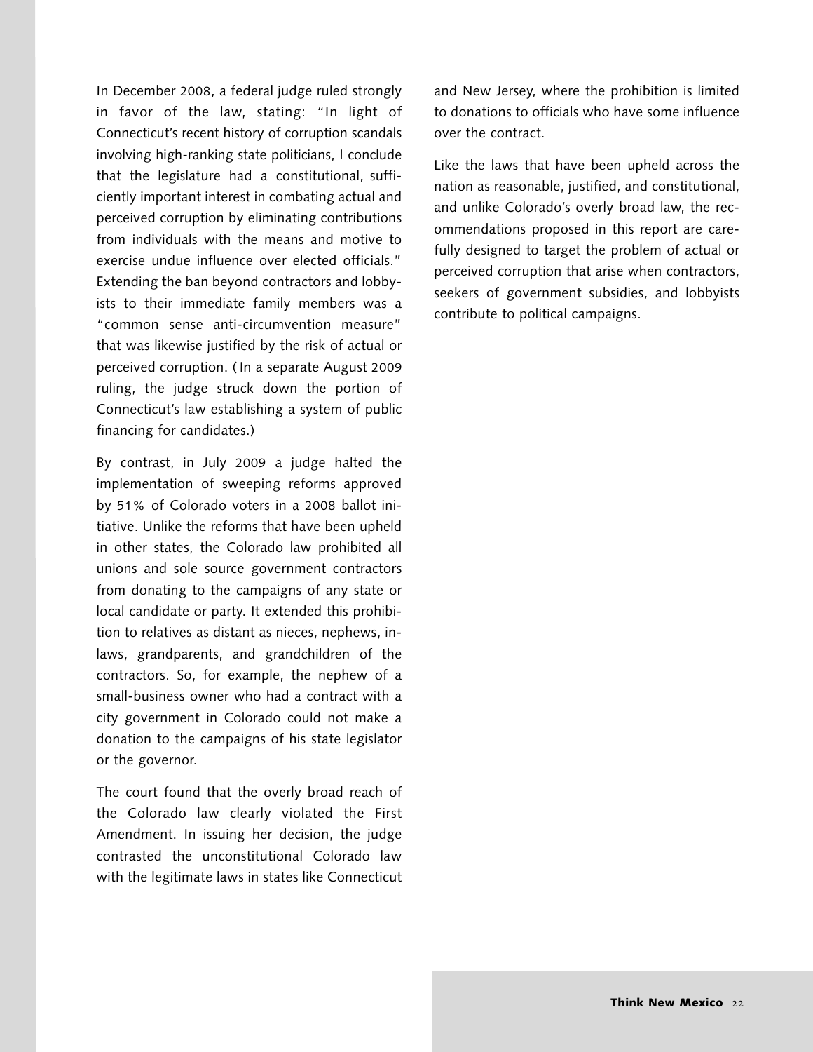In December 2008, a federal judge ruled strongly in favor of the law, stating: "In light of Connecticut's recent history of corruption scandals involving high-ranking state politicians, I conclude that the legislature had a constitutional, sufficiently important interest in combating actual and perceived corruption by eliminating contributions from individuals with the means and motive to exercise undue influence over elected officials." Extending the ban beyond contractors and lobbyists to their immediate family members was a "common sense anti-circumvention measure" that was likewise justified by the risk of actual or perceived corruption. (In a separate August 2009 ruling, the judge struck down the portion of Connecticut's law establishing a system of public financing for candidates.)

By contrast, in July 2009 a judge halted the implementation of sweeping reforms approved by 51% of Colorado voters in a 2008 ballot initiative. Unlike the reforms that have been upheld in other states, the Colorado law prohibited all unions and sole source government contractors from donating to the campaigns of any state or local candidate or party. It extended this prohibition to relatives as distant as nieces, nephews, in-laws, grandparents, and grandchildren of the contractors. So, for example, the nephew of a small-business owner who had a contract with a city government in Colorado could not make a donation to the campaigns of his state legislator or the governor.

The court found that the overly broad reach of the Colorado law clearly violated the First Amendment. In issuing her decision, the judge contrasted the unconstitutional Colorado law with the legitimate laws in states like Connecticut and New Jersey, where the prohibition is limited to donations to officials who have some influence over the contract.

Like the laws that have been upheld across the nation as reasonable, justified, and constitutional, and unlike Colorado's overly broad law, the recommendations proposed in this report are carefully designed to target the problem of actual or perceived corruption that arise when contractors, seekers of government subsidies, and lobbyists contribute to political campaigns.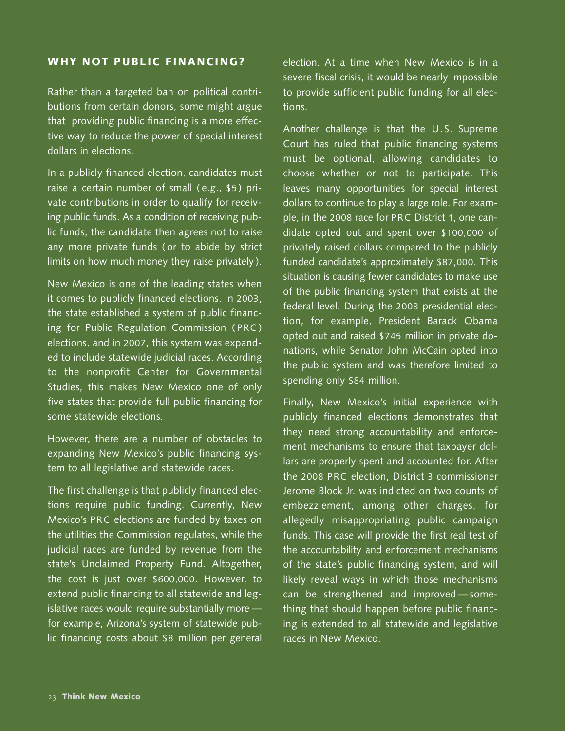## WHY NOT PUBLIC FINANCING?

Rather than a targeted ban on political contributions from certain donors, some might argue that providing public financing is a more effective way to reduce the power of special interest dollars in elections.

In a publicly financed election, candidates must raise a certain number of small (e.g., $5) private contributions in order to qualify for receiving public funds. As a condition of receiving public funds, the candidate then agrees not to raise any more private funds (or to abide by strict limits on how much money they raise privately).

New Mexico is one of the leading states when it comes to publicly financed elections. In 2003, the state established a system of public financing for Public Regulation Commission (PRC) elections, and in 2007, this system was expanded to include statewide judicial races. According to the nonprofit Center for Governmental Studies, this makes New Mexico one of only five states that provide full public financing for some statewide elections.

However, there are a number of obstacles to expanding New Mexico's public financing system to all legislative and statewide races.

The first challenge is that publicly financed elections require public funding. Currently, New Mexico's PRC elections are funded by taxes on the utilities the Commission regulates, while the judicial races are funded by revenue from the state's Unclaimed Property Fund. Altogether, the cost is just over $600,000. However, to extend public financing to all statewide and legislative races would require substantially more — for example, Arizona's system of statewide public financing costs about $8 million per general election. At a time when New Mexico is in a severe fiscal crisis, it would be nearly impossible to provide sufficient public funding for all elections.

Another challenge is that the U.S. Supreme Court has ruled that public financing systems must be optional, allowing candidates to choose whether or not to participate. This leaves many opportunities for special interest dollars to continue to play a large role. For example, in the 2008 race for PRC District 1, one candidate opted out and spent over $100,000 of privately raised dollars compared to the publicly funded candidate's approximately $87,000. This situation is causing fewer candidates to make use of the public financing system that exists at the federal level. During the 2008 presidential election, for example, President Barack Obama opted out and raised $745 million in private donations, while Senator John McCain opted into the public system and was therefore limited to spending only $84 million.

Finally, New Mexico's initial experience with publicly financed elections demonstrates that they need strong accountability and enforcement mechanisms to ensure that taxpayer dollars are properly spent and accounted for. After the 2008 PRC election, District 3 commissioner Jerome Block Jr. was indicted on two counts of embezzlement, among other charges, for allegedly misappropriating public campaign funds. This case will provide the first real test of the accountability and enforcement mechanisms of the state's public financing system, and will likely reveal ways in which those mechanisms can be strengthened and improved — something that should happen before public financing is extended to all statewide and legislative races in New Mexico.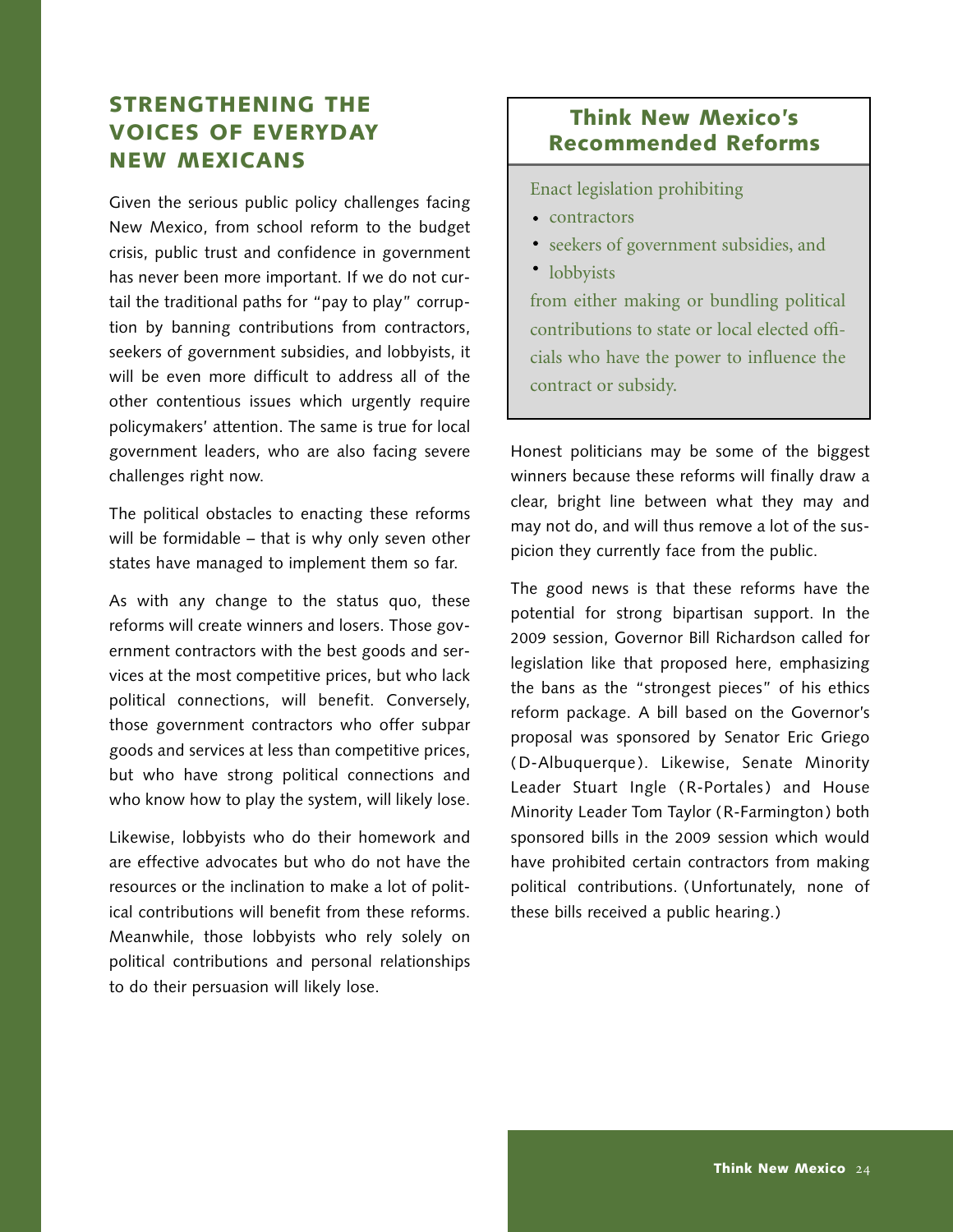## STRENGTHENING THE VOICES OF EVERYDAY NEW MEXICANS

Given the serious public policy challenges facing New Mexico, from school reform to the budget crisis, public trust and confidence in government has never been more important. If we do not curtail the traditional paths for "pay to play" corruption by banning contributions from contractors, seekers of government subsidies, and lobbyists, it will be even more difficult to address all of the other contentious issues which urgently require policymakers' attention. The same is true for local government leaders, who are also facing severe challenges right now.

The political obstacles to enacting these reforms will be formidable – that is why only seven other states have managed to implement them so far.

As with any change to the status quo, these reforms will create winners and losers. Those government contractors with the best goods and services at the most competitive prices, but who lack political connections, will benefit. Conversely, those government contractors who offer subpar goods and services at less than competitive prices, but who have strong political connections and who know how to play the system, will likely lose.

Likewise, lobbyists who do their homework and are effective advocates but who do not have the resources or the inclination to make a lot of political contributions will benefit from these reforms. Meanwhile, those lobbyists who rely solely on political contributions and personal relationships to do their persuasion will likely lose.

### Think New Mexico's Recommended Reforms

Enact legislation prohibiting

- contractors
- seekers of government subsidies, and
- lobbyists

from either making or bundling political contributions to state or local elected officials who have the power to influence the contract or subsidy.

Honest politicians may be some of the biggest winners because these reforms will finally draw a clear, bright line between what they may and may not do, and will thus remove a lot of the suspicion they currently face from the public.

The good news is that these reforms have the potential for strong bipartisan support. In the 2009 session, Governor Bill Richardson called for legislation like that proposed here, emphasizing the bans as the "strongest pieces" of his ethics reform package. A bill based on the Governor's proposal was sponsored by Senator Eric Griego (D-Albuquerque). Likewise, Senate Minority Leader Stuart Ingle (R-Portales) and House Minority Leader Tom Taylor (R-Farmington) both sponsored bills in the 2009 session which would have prohibited certain contractors from making political contributions. (Unfortunately, none of these bills received a public hearing.)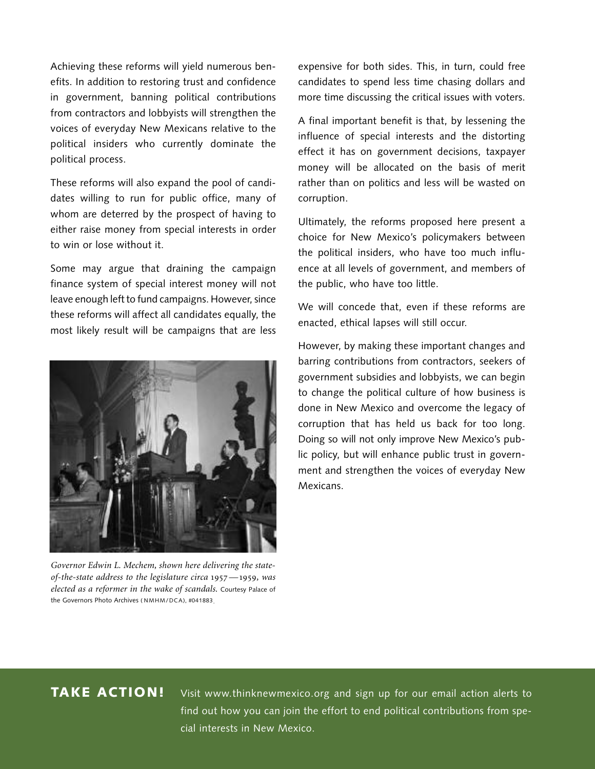Achieving these reforms will yield numerous benefits. In addition to restoring trust and confidence in government, banning political contributions from contractors and lobbyists will strengthen the voices of everyday New Mexicans relative to the political insiders who currently dominate the political process.

These reforms will also expand the pool of candidates willing to run for public office, many of whom are deterred by the prospect of having to either raise money from special interests in order to win or lose without it.

Some may argue that draining the campaign finance system of special interest money will not leave enough left to fund campaigns. However, since these reforms will affect all candidates equally, the most likely result will be campaigns that are less expensive for both sides. This, in turn, could free candidates to spend less time chasing dollars and more time discussing the critical issues with voters.

*Governor Edwin L. Mechem, shown here delivering the state-of-the-state address to the legislature circa 1957—1959, was elected as a reformer in the wake of scandals.* Courtesy Palace of the Governors Photo Archives (NMHM/DCA), #041883.

A final important benefit is that, by lessening the influence of special interests and the distorting effect it has on government decisions, taxpayer money will be allocated on the basis of merit rather than on politics and less will be wasted on corruption.

Ultimately, the reforms proposed here present a choice for New Mexico's policymakers between the political insiders, who have too much influence at all levels of government, and members of the public, who have too little.

We will concede that, even if these reforms are enacted, ethical lapses will still occur.

However, by making these important changes and barring contributions from contractors, seekers of government subsidies and lobbyists, we can begin to change the political culture of how business is done in New Mexico and overcome the legacy of corruption that has held us back for too long. Doing so will not only improve New Mexico's public policy, but will enhance public trust in government and strengthen the voices of everyday New Mexicans.

**TAKE ACTION!** Visit www.thinknewmexico.org and sign up for our email action alerts to find out how you can join the effort to end political contributions from special interests in New Mexico.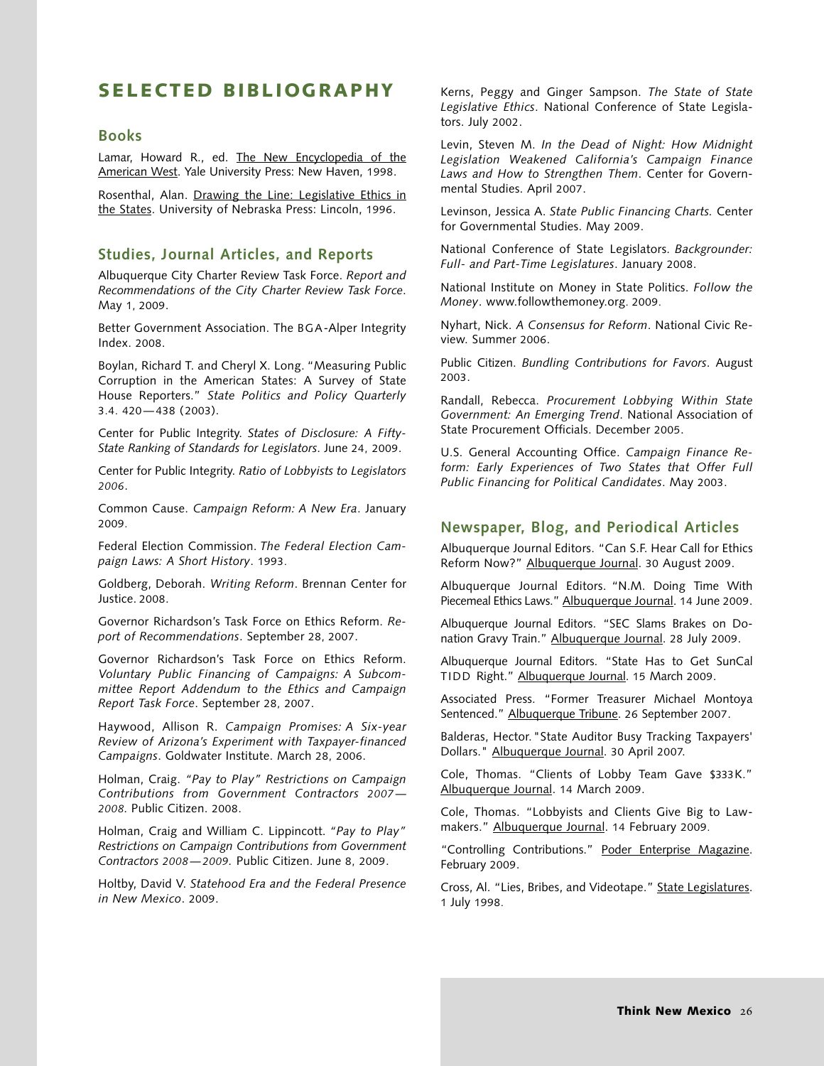# SELECTED BIBLIOGRAPHY

## Books

Lamar, Howard R., ed. The New Encyclopedia of the American West. Yale University Press: New Haven, 1998.

Rosenthal, Alan. Drawing the Line: Legislative Ethics in the States. University of Nebraska Press: Lincoln, 1996.

## Studies, Journal Articles, and Reports

Albuquerque City Charter Review Task Force. *Report and Recommendations of the City Charter Review Task Force*. May 1, 2009.

Better Government Association. The BGA-Alper Integrity Index. 2008.

Boylan, Richard T. and Cheryl X. Long. "Measuring Public Corruption in the American States: A Survey of State House Reporters." *State Politics and Policy Quarterly* 3.4. 420—438 (2003).

Center for Public Integrity. *States of Disclosure: A Fifty-State Ranking of Standards for Legislators*. June 24, 2009.

Center for Public Integrity. *Ratio of Lobbyists to Legislators 2006*.

Common Cause. *Campaign Reform: A New Era*. January 2009.

Federal Election Commission. *The Federal Election Campaign Laws: A Short History*. 1993.

Goldberg, Deborah. *Writing Reform*. Brennan Center for Justice. 2008.

Governor Richardson's Task Force on Ethics Reform. *Report of Recommendations*. September 28, 2007.

Governor Richardson's Task Force on Ethics Reform. *Voluntary Public Financing of Campaigns: A Subcommittee Report Addendum to the Ethics and Campaign Report Task Force*. September 28, 2007.

Haywood, Allison R. *Campaign Promises: A Six-year Review of Arizona's Experiment with Taxpayer-financed Campaigns*. Goldwater Institute. March 28, 2006.

Holman, Craig. *"Pay to Play" Restrictions on Campaign Contributions from Government Contractors 2007—2008.* Public Citizen. 2008.

Holman, Craig and William C. Lippincott. *"Pay to Play" Restrictions on Campaign Contributions from Government Contractors 2008—2009.* Public Citizen. June 8, 2009.

Holtby, David V. *Statehood Era and the Federal Presence in New Mexico*. 2009.

Kerns, Peggy and Ginger Sampson. *The State of State Legislative Ethics*. National Conference of State Legislators. July 2002.

Levin, Steven M. *In the Dead of Night: How Midnight Legislation Weakened California's Campaign Finance Laws and How to Strengthen Them*. Center for Governmental Studies. April 2007.

Levinson, Jessica A. *State Public Financing Charts.* Center for Governmental Studies. May 2009.

National Conference of State Legislators. *Backgrounder: Full- and Part-Time Legislatures*. January 2008.

National Institute on Money in State Politics. *Follow the Money*. www.followthemoney.org. 2009.

Nyhart, Nick. *A Consensus for Reform*. National Civic Review. Summer 2006.

Public Citizen. *Bundling Contributions for Favors*. August 2003.

Randall, Rebecca. *Procurement Lobbying Within State Government: An Emerging Trend*. National Association of State Procurement Officials. December 2005.

U.S. General Accounting Office. *Campaign Finance Reform: Early Experiences of Two States that Offer Full Public Financing for Political Candidates*. May 2003.

## Newspaper, Blog, and Periodical Articles

Albuquerque Journal Editors. "Can S.F. Hear Call for Ethics Reform Now?" Albuquerque Journal. 30 August 2009.

Albuquerque Journal Editors. "N.M. Doing Time With Piecemeal Ethics Laws." Albuquerque Journal. 14 June 2009.

Albuquerque Journal Editors. "SEC Slams Brakes on Donation Gravy Train." Albuquerque Journal. 28 July 2009.

Albuquerque Journal Editors. "State Has to Get SunCal TIDD Right." Albuquerque Journal. 15 March 2009.

Associated Press. "Former Treasurer Michael Montoya Sentenced." Albuquerque Tribune. 26 September 2007.

Balderas, Hector. "State Auditor Busy Tracking Taxpayers' Dollars." Albuquerque Journal. 30 April 2007.

Cole, Thomas. "Clients of Lobby Team Gave $333K." Albuquerque Journal. 14 March 2009.

Cole, Thomas. "Lobbyists and Clients Give Big to Lawmakers." Albuquerque Journal. 14 February 2009.

"Controlling Contributions." Poder Enterprise Magazine. February 2009.

Cross, Al. "Lies, Bribes, and Videotape." State Legislatures. 1 July 1998.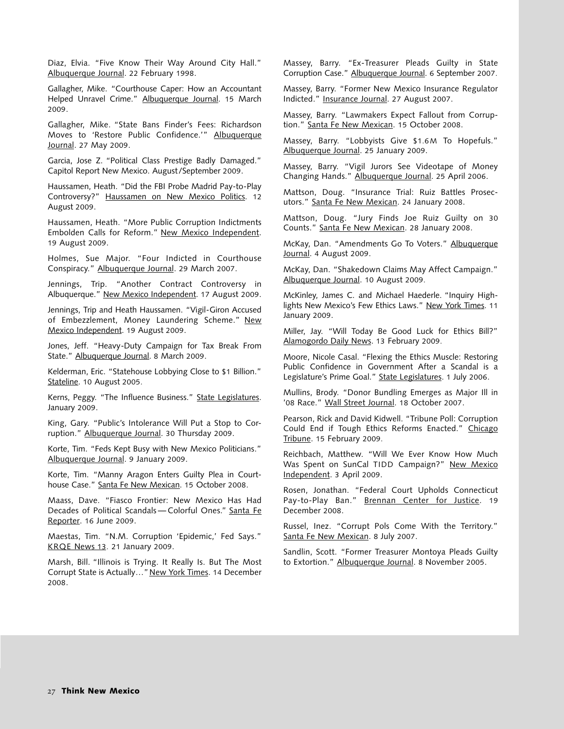Diaz, Elvia. "Five Know Their Way Around City Hall." Albuquerque Journal. 22 February 1998.

Gallagher, Mike. "Courthouse Caper: How an Accountant Helped Unravel Crime." Albuquerque Journal. 15 March 2009.

Gallagher, Mike. "State Bans Finder's Fees: Richardson Moves to 'Restore Public Confidence.'" Albuquerque Journal. 27 May 2009.

Garcia, Jose Z. "Political Class Prestige Badly Damaged." Capitol Report New Mexico. August/September 2009.

Haussamen, Heath. "Did the FBI Probe Madrid Pay-to-Play Controversy?" Haussamen on New Mexico Politics. 12 August 2009.

Haussamen, Heath. "More Public Corruption Indictments Embolden Calls for Reform." New Mexico Independent. 19 August 2009.

Holmes, Sue Major. "Four Indicted in Courthouse Conspiracy." Albuquerque Journal. 29 March 2007.

Jennings, Trip. "Another Contract Controversy in Albuquerque." New Mexico Independent. 17 August 2009.

Jennings, Trip and Heath Haussamen. "Vigil-Giron Accused of Embezzlement, Money Laundering Scheme." New Mexico Independent. 19 August 2009.

Jones, Jeff. "Heavy-Duty Campaign for Tax Break From State." Albuquerque Journal. 8 March 2009.

Kelderman, Eric. "Statehouse Lobbying Close to $1 Billion." Stateline. 10 August 2005.

Kerns, Peggy. "The Influence Business." State Legislatures. January 2009.

King, Gary. "Public's Intolerance Will Put a Stop to Corruption." Albuquerque Journal. 30 Thursday 2009.

Korte, Tim. "Feds Kept Busy with New Mexico Politicians." Albuquerque Journal. 9 January 2009.

Korte, Tim. "Manny Aragon Enters Guilty Plea in Courthouse Case." Santa Fe New Mexican. 15 October 2008.

Maass, Dave. "Fiasco Frontier: New Mexico Has Had Decades of Political Scandals—Colorful Ones." Santa Fe Reporter. 16 June 2009.

Maestas, Tim. "N.M. Corruption 'Epidemic,' Fed Says." KRQE News 13. 21 January 2009.

Marsh, Bill. "Illinois is Trying. It Really Is. But The Most Corrupt State is Actually…" New York Times. 14 December 2008.

Massey, Barry. "Ex-Treasurer Pleads Guilty in State Corruption Case." Albuquerque Journal. 6 September 2007.

Massey, Barry. "Former New Mexico Insurance Regulator Indicted." Insurance Journal. 27 August 2007.

Massey, Barry. "Lawmakers Expect Fallout from Corruption." Santa Fe New Mexican. 15 October 2008.

Massey, Barry. "Lobbyists Give $1.6M To Hopefuls." Albuquerque Journal. 25 January 2009.

Massey, Barry. "Vigil Jurors See Videotape of Money Changing Hands." Albuquerque Journal. 25 April 2006.

Mattson, Doug. "Insurance Trial: Ruiz Battles Prosecutors." Santa Fe New Mexican. 24 January 2008.

Mattson, Doug. "Jury Finds Joe Ruiz Guilty on 30 Counts." Santa Fe New Mexican. 28 January 2008.

McKay, Dan. "Amendments Go To Voters." Albuquerque Journal. 4 August 2009.

McKay, Dan. "Shakedown Claims May Affect Campaign." Albuquerque Journal. 10 August 2009.

McKinley, James C. and Michael Haederle. "Inquiry Highlights New Mexico's Few Ethics Laws." New York Times. 11 January 2009.

Miller, Jay. "Will Today Be Good Luck for Ethics Bill?" Alamogordo Daily News. 13 February 2009.

Moore, Nicole Casal. "Flexing the Ethics Muscle: Restoring Public Confidence in Government After a Scandal is a Legislature's Prime Goal." State Legislatures. 1 July 2006.

Mullins, Brody. "Donor Bundling Emerges as Major Ill in '08 Race." Wall Street Journal. 18 October 2007.

Pearson, Rick and David Kidwell. "Tribune Poll: Corruption Could End if Tough Ethics Reforms Enacted." Chicago Tribune. 15 February 2009.

Reichbach, Matthew. "Will We Ever Know How Much Was Spent on SunCal TIDD Campaign?" New Mexico Independent. 3 April 2009.

Rosen, Jonathan. "Federal Court Upholds Connecticut Pay-to-Play Ban." Brennan Center for Justice. 19 December 2008.

Russel, Inez. "Corrupt Pols Come With the Territory." Santa Fe New Mexican. 8 July 2007.

Sandlin, Scott. "Former Treasurer Montoya Pleads Guilty to Extortion." Albuquerque Journal. 8 November 2005.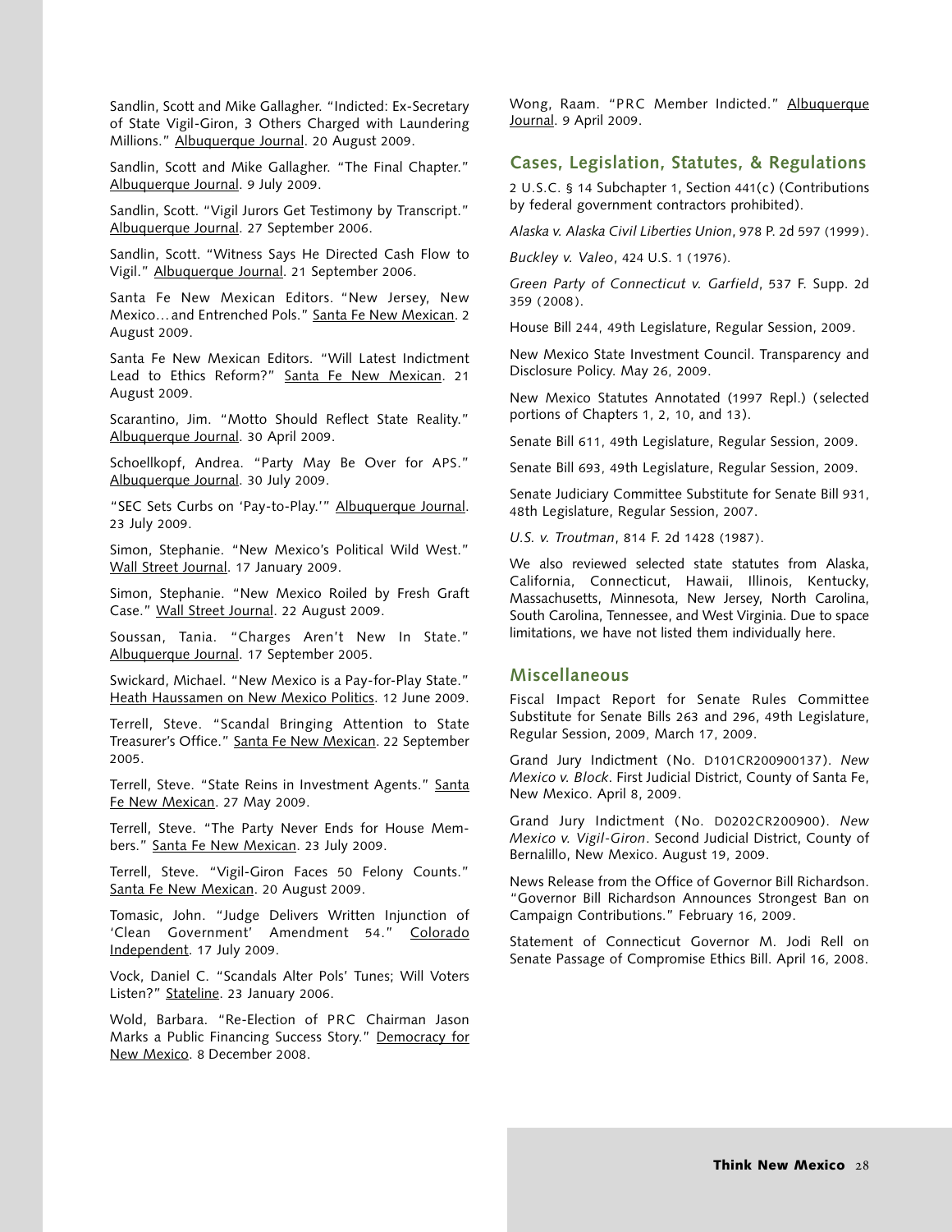Sandlin, Scott and Mike Gallagher. "Indicted: Ex-Secretary of State Vigil-Giron, 3 Others Charged with Laundering Millions." Albuquerque Journal. 20 August 2009.

Sandlin, Scott and Mike Gallagher. "The Final Chapter." Albuquerque Journal. 9 July 2009.

Sandlin, Scott. "Vigil Jurors Get Testimony by Transcript." Albuquerque Journal. 27 September 2006.

Sandlin, Scott. "Witness Says He Directed Cash Flow to Vigil." Albuquerque Journal. 21 September 2006.

Santa Fe New Mexican Editors. "New Jersey, New Mexico… and Entrenched Pols." Santa Fe New Mexican. 2 August 2009.

Santa Fe New Mexican Editors. "Will Latest Indictment Lead to Ethics Reform?" Santa Fe New Mexican. 21 August 2009.

Scarantino, Jim. "Motto Should Reflect State Reality." Albuquerque Journal. 30 April 2009.

Schoellkopf, Andrea. "Party May Be Over for APS." Albuquerque Journal. 30 July 2009.

"SEC Sets Curbs on 'Pay-to-Play.'" Albuquerque Journal. 23 July 2009.

Simon, Stephanie. "New Mexico's Political Wild West." Wall Street Journal. 17 January 2009.

Simon, Stephanie. "New Mexico Roiled by Fresh Graft Case." Wall Street Journal. 22 August 2009.

Soussan, Tania. "Charges Aren't New In State." Albuquerque Journal. 17 September 2005.

Swickard, Michael. "New Mexico is a Pay-for-Play State." Heath Haussamen on New Mexico Politics. 12 June 2009.

Terrell, Steve. "Scandal Bringing Attention to State Treasurer's Office." Santa Fe New Mexican. 22 September 2005.

Terrell, Steve. "State Reins in Investment Agents." Santa Fe New Mexican. 27 May 2009.

Terrell, Steve. "The Party Never Ends for House Members." Santa Fe New Mexican. 23 July 2009.

Terrell, Steve. "Vigil-Giron Faces 50 Felony Counts." Santa Fe New Mexican. 20 August 2009.

Tomasic, John. "Judge Delivers Written Injunction of 'Clean Government' Amendment 54." Colorado Independent. 17 July 2009.

Vock, Daniel C. "Scandals Alter Pols' Tunes; Will Voters Listen?" Stateline. 23 January 2006.

Wold, Barbara. "Re-Election of PRC Chairman Jason Marks a Public Financing Success Story." Democracy for New Mexico. 8 December 2008.

Wong, Raam. "PRC Member Indicted." Albuquerque Journal. 9 April 2009.

## Cases, Legislation, Statutes, & Regulations

2 U.S.C. § 14 Subchapter 1, Section 441(c) (Contributions by federal government contractors prohibited).

*Alaska v. Alaska Civil Liberties Union*, 978 P. 2d 597 (1999).

*Buckley v. Valeo*, 424 U.S. 1 (1976).

*Green Party of Connecticut v. Garfield*, 537 F. Supp. 2d 359 (2008).

House Bill 244, 49th Legislature, Regular Session, 2009.

New Mexico State Investment Council. Transparency and Disclosure Policy. May 26, 2009.

New Mexico Statutes Annotated (1997 Repl.) (selected portions of Chapters 1, 2, 10, and 13).

Senate Bill 611, 49th Legislature, Regular Session, 2009.

Senate Bill 693, 49th Legislature, Regular Session, 2009.

Senate Judiciary Committee Substitute for Senate Bill 931, 48th Legislature, Regular Session, 2007.

*U.S. v. Troutman*, 814 F. 2d 1428 (1987).

We also reviewed selected state statutes from Alaska, California, Connecticut, Hawaii, Illinois, Kentucky, Massachusetts, Minnesota, New Jersey, North Carolina, South Carolina, Tennessee, and West Virginia. Due to space limitations, we have not listed them individually here.

## Miscellaneous

Fiscal Impact Report for Senate Rules Committee Substitute for Senate Bills 263 and 296, 49th Legislature, Regular Session, 2009, March 17, 2009.

Grand Jury Indictment (No. D101CR200900137). *New Mexico v. Block*. First Judicial District, County of Santa Fe, New Mexico. April 8, 2009.

Grand Jury Indictment (No. D0202CR200900). *New Mexico v. Vigil-Giron*. Second Judicial District, County of Bernalillo, New Mexico. August 19, 2009.

News Release from the Office of Governor Bill Richardson. "Governor Bill Richardson Announces Strongest Ban on Campaign Contributions." February 16, 2009.

Statement of Connecticut Governor M. Jodi Rell on Senate Passage of Compromise Ethics Bill. April 16, 2008.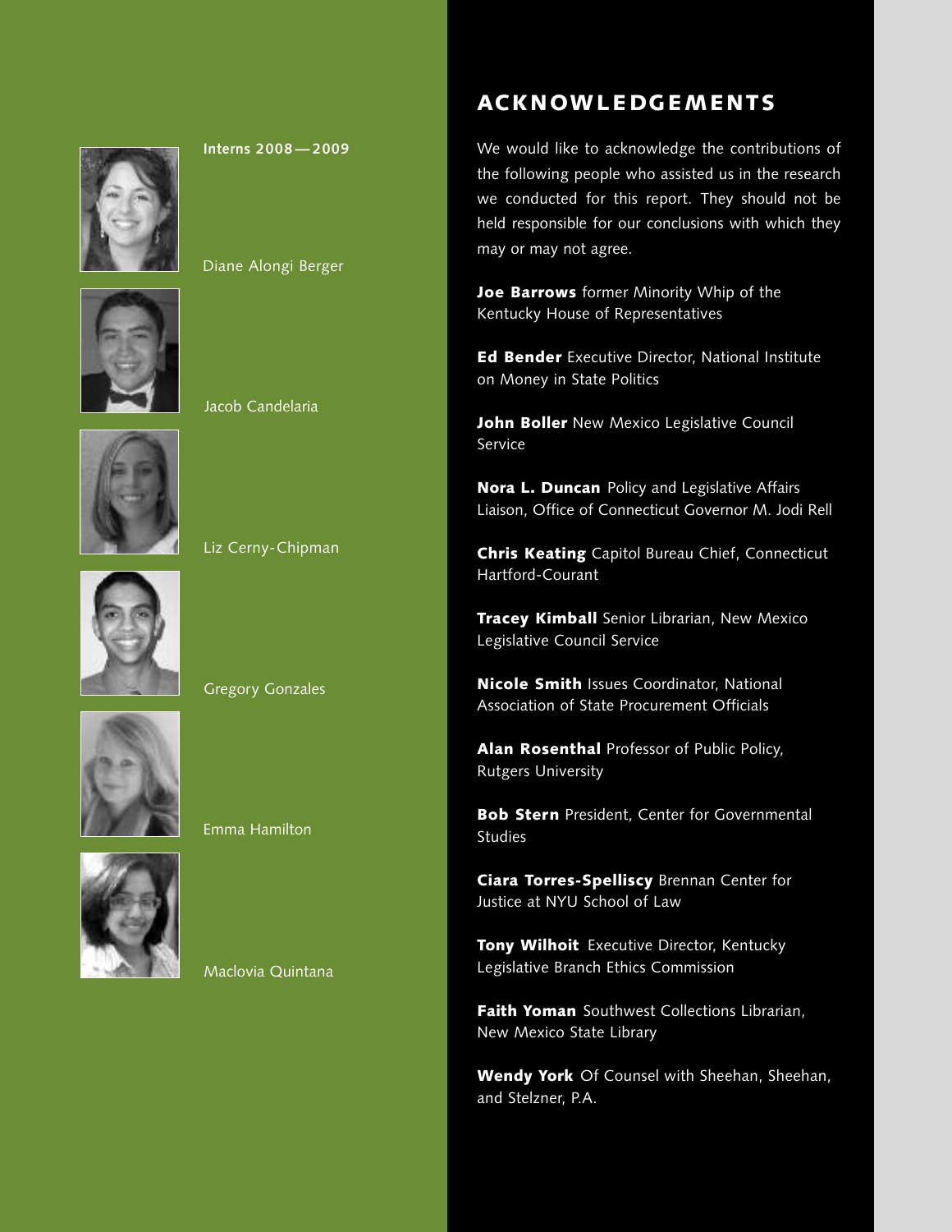**Interns 2008—2009**

Diane Alongi Berger

Jacob Candelaria

Liz Cerny-Chipman

Gregory Gonzales

Emma Hamilton

Maclovia Quintana

## ACKNOWLEDGEMENTS

We would like to acknowledge the contributions of the following people who assisted us in the research we conducted for this report. They should not be held responsible for our conclusions with which they may or may not agree.

**Joe Barrows** former Minority Whip of the Kentucky House of Representatives

**Ed Bender** Executive Director, National Institute on Money in State Politics

**John Boller** New Mexico Legislative Council Service

**Nora L. Duncan** Policy and Legislative Affairs Liaison, Office of Connecticut Governor M. Jodi Rell

**Chris Keating** Capitol Bureau Chief, Connecticut Hartford-Courant

**Tracey Kimball** Senior Librarian, New Mexico Legislative Council Service

**Nicole Smith** Issues Coordinator, National Association of State Procurement Officials

**Alan Rosenthal** Professor of Public Policy, Rutgers University

**Bob Stern** President, Center for Governmental Studies

**Ciara Torres-Spelliscy** Brennan Center for Justice at NYU School of Law

**Tony Wilhoit** Executive Director, Kentucky Legislative Branch Ethics Commission

**Faith Yoman** Southwest Collections Librarian, New Mexico State Library

**Wendy York** Of Counsel with Sheehan, Sheehan, and Stelzner, P.A.